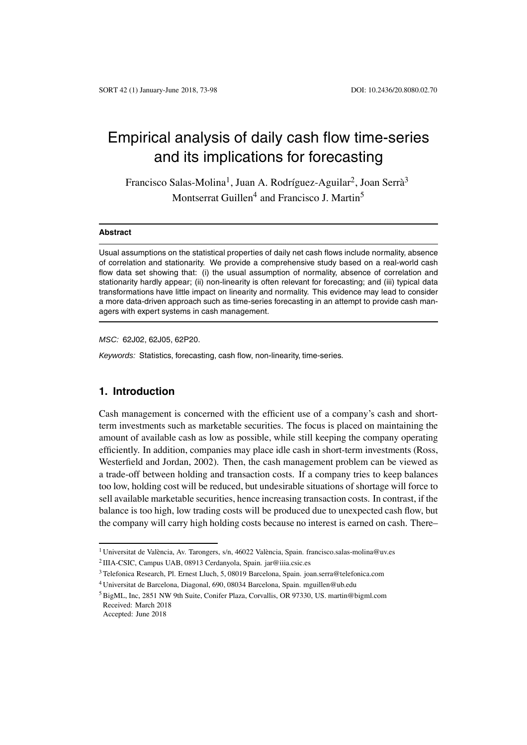# Empirical analysis of daily cash flow time-series and its implications for forecasting

Francisco Salas-Molina[1], Juan A. Rodríguez-Aguilar[2], Joan Serrà[3]
Montserrat Guillen[4] and Francisco J. Martin[5]

#### Abstract

Usual assumptions on the statistical properties of daily net cash flows include normality, absence of correlation and stationarity. We provide a comprehensive study based on a real-world cash flow data set showing that: (i) the usual assumption of normality, absence of correlation and stationarity hardly appear; (ii) non-linearity is often relevant for forecasting; and (iii) typical data transformations have little impact on linearity and normality. This evidence may lead to consider a more data-driven approach such as time-series forecasting in an attempt to provide cash managers with expert systems in cash management.

*MSC:* 62J02, 62J05, 62P20.

*Keywords:* Statistics, forecasting, cash flow, non-linearity, time-series.

## 1. Introduction

Cash management is concerned with the efficient use of a company's cash and short-term investments such as marketable securities. The focus is placed on maintaining the amount of available cash as low as possible, while still keeping the company operating efficiently. In addition, companies may place idle cash in short-term investments (Ross, Westerfield and Jordan, 2002). Then, the cash management problem can be viewed as a trade-off between holding and transaction costs. If a company tries to keep balances too low, holding cost will be reduced, but undesirable situations of shortage will force to sell available marketable securities, hence increasing transaction costs. In contrast, if the balance is too high, low trading costs will be produced due to unexpected cash flow, but the company will carry high holding costs because no interest is earned on cash. There–

[1] Universitat de València, Av. Tarongers, s/n, 46022 València, Spain. francisco.salas-molina@uv.es
[2] IIIA-CSIC, Campus UAB, 08913 Cerdanyola, Spain. jar@iiia.csic.es
[3] Telefonica Research, Pl. Ernest Lluch, 5, 08019 Barcelona, Spain. joan.serra@telefonica.com
[4] Universitat de Barcelona, Diagonal, 690, 08034 Barcelona, Spain. mguillen@ub.edu
[5] BigML, Inc, 2851 NW 9th Suite, Conifer Plaza, Corvallis, OR 97330, US. martin@bigml.com
Received: March 2018
Accepted: June 2018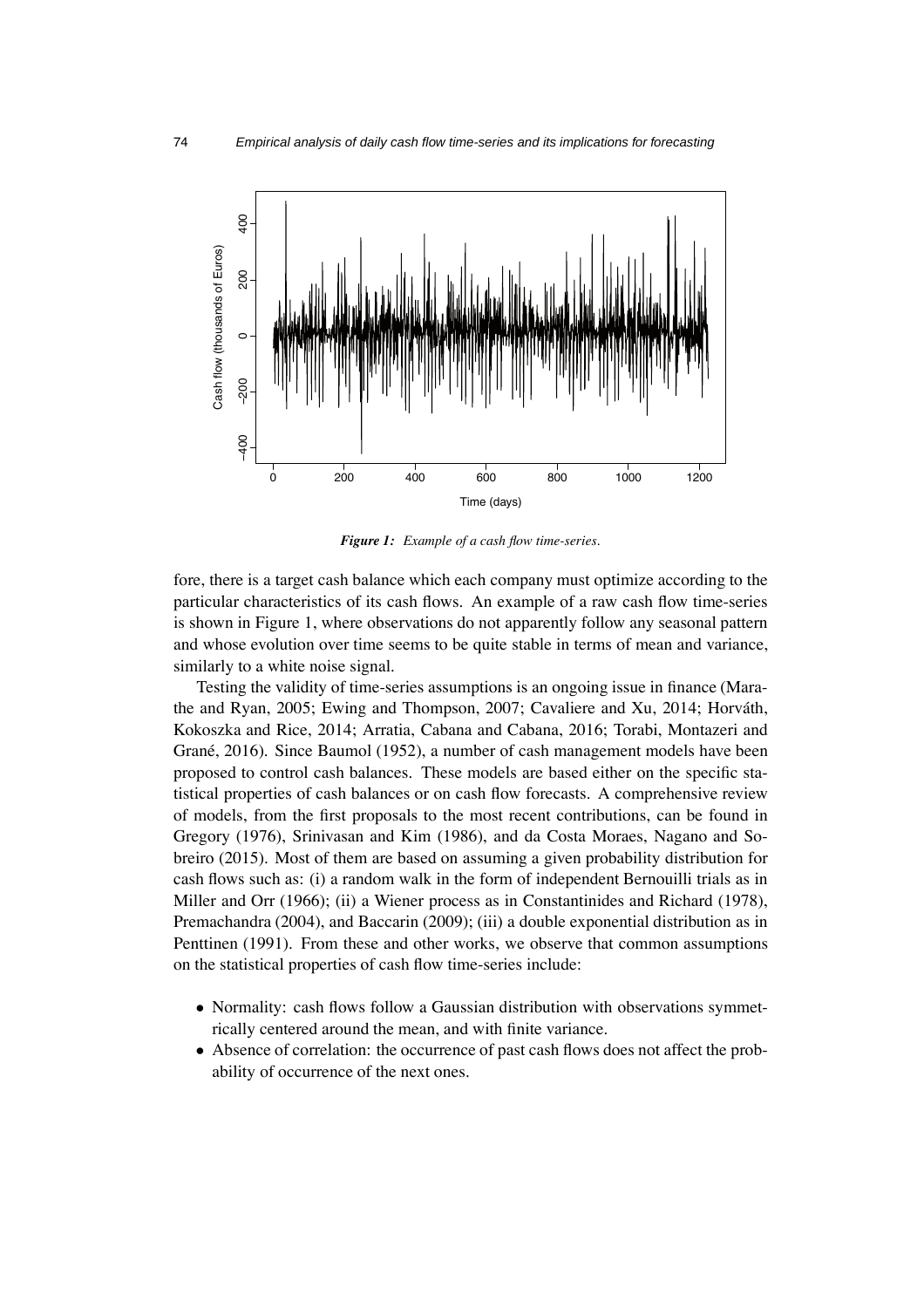*Figure 1: Example of a cash flow time-series.*

fore, there is a target cash balance which each company must optimize according to the particular characteristics of its cash flows. An example of a raw cash flow time-series is shown in Figure 1, where observations do not apparently follow any seasonal pattern and whose evolution over time seems to be quite stable in terms of mean and variance, similarly to a white noise signal.

Testing the validity of time-series assumptions is an ongoing issue in finance (Marathe and Ryan, 2005; Ewing and Thompson, 2007; Cavaliere and Xu, 2014; Horváth, Kokoszka and Rice, 2014; Arratia, Cabana and Cabana, 2016; Torabi, Montazeri and Grané, 2016). Since Baumol (1952), a number of cash management models have been proposed to control cash balances. These models are based either on the specific statistical properties of cash balances or on cash flow forecasts. A comprehensive review of models, from the first proposals to the most recent contributions, can be found in Gregory (1976), Srinivasan and Kim (1986), and da Costa Moraes, Nagano and Sobreiro (2015). Most of them are based on assuming a given probability distribution for cash flows such as: (i) a random walk in the form of independent Bernouilli trials as in Miller and Orr (1966); (ii) a Wiener process as in Constantinides and Richard (1978), Premachandra (2004), and Baccarin (2009); (iii) a double exponential distribution as in Penttinen (1991). From these and other works, we observe that common assumptions on the statistical properties of cash flow time-series include:

- Normality: cash flows follow a Gaussian distribution with observations symmetrically centered around the mean, and with finite variance.
- Absence of correlation: the occurrence of past cash flows does not affect the probability of occurrence of the next ones.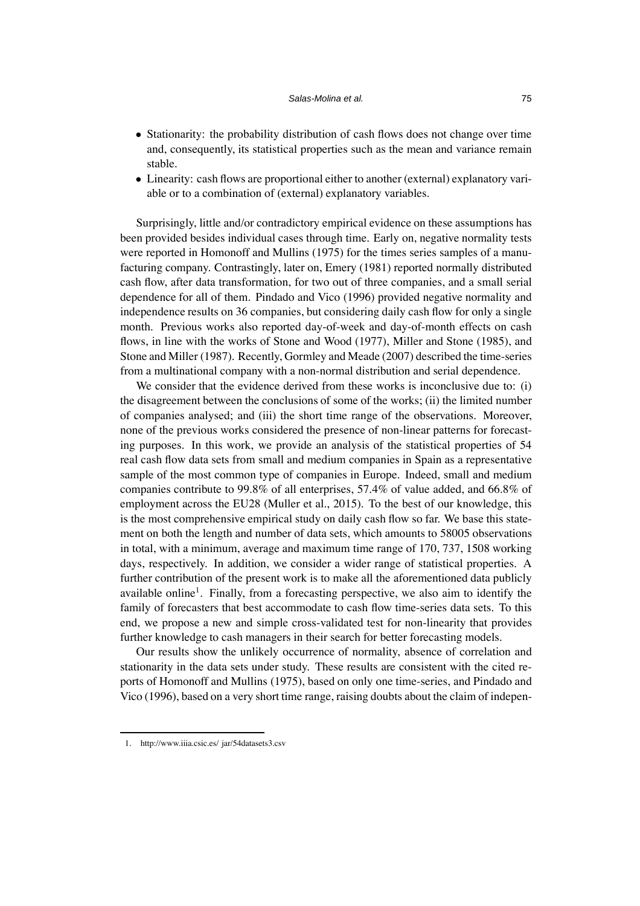- Stationarity: the probability distribution of cash flows does not change over time and, consequently, its statistical properties such as the mean and variance remain stable.
- Linearity: cash flows are proportional either to another (external) explanatory variable or to a combination of (external) explanatory variables.

Surprisingly, little and/or contradictory empirical evidence on these assumptions has been provided besides individual cases through time. Early on, negative normality tests were reported in Homonoff and Mullins (1975) for the times series samples of a manufacturing company. Contrastingly, later on, Emery (1981) reported normally distributed cash flow, after data transformation, for two out of three companies, and a small serial dependence for all of them. Pindado and Vico (1996) provided negative normality and independence results on 36 companies, but considering daily cash flow for only a single month. Previous works also reported day-of-week and day-of-month effects on cash flows, in line with the works of Stone and Wood (1977), Miller and Stone (1985), and Stone and Miller (1987). Recently, Gormley and Meade (2007) described the time-series from a multinational company with a non-normal distribution and serial dependence.

We consider that the evidence derived from these works is inconclusive due to: (i) the disagreement between the conclusions of some of the works; (ii) the limited number of companies analysed; and (iii) the short time range of the observations. Moreover, none of the previous works considered the presence of non-linear patterns for forecasting purposes. In this work, we provide an analysis of the statistical properties of 54 real cash flow data sets from small and medium companies in Spain as a representative sample of the most common type of companies in Europe. Indeed, small and medium companies contribute to 99.8% of all enterprises, 57.4% of value added, and 66.8% of employment across the EU28 (Muller et al., 2015). To the best of our knowledge, this is the most comprehensive empirical study on daily cash flow so far. We base this statement on both the length and number of data sets, which amounts to 58005 observations in total, with a minimum, average and maximum time range of 170, 737, 1508 working days, respectively. In addition, we consider a wider range of statistical properties. A further contribution of the present work is to make all the aforementioned data publicly available online[1]. Finally, from a forecasting perspective, we also aim to identify the family of forecasters that best accommodate to cash flow time-series data sets. To this end, we propose a new and simple cross-validated test for non-linearity that provides further knowledge to cash managers in their search for better forecasting models.

Our results show the unlikely occurrence of normality, absence of correlation and stationarity in the data sets under study. These results are consistent with the cited reports of Homonoff and Mullins (1975), based on only one time-series, and Pindado and Vico (1996), based on a very short time range, raising doubts about the claim of indepen-

1. http://www.iiia.csic.es/ jar/54datasets3.csv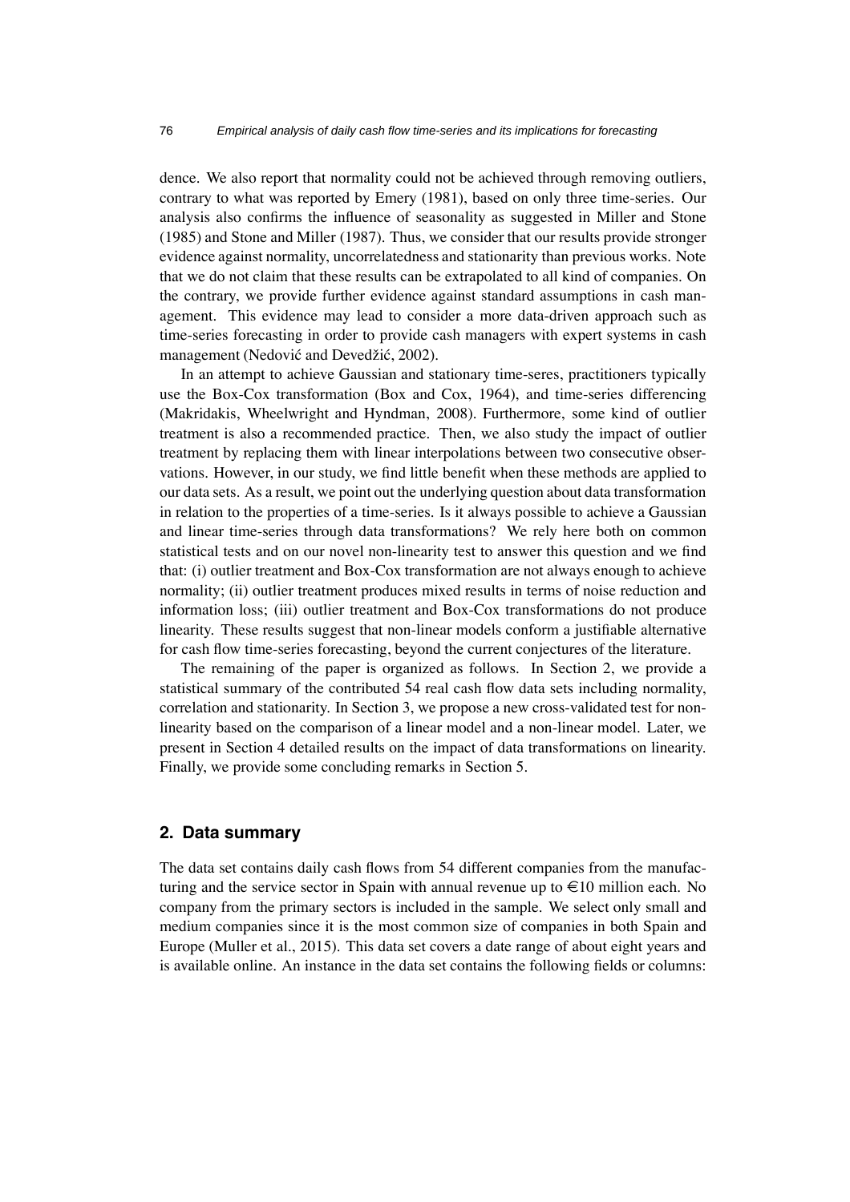dence. We also report that normality could not be achieved through removing outliers, contrary to what was reported by Emery (1981), based on only three time-series. Our analysis also confirms the influence of seasonality as suggested in Miller and Stone (1985) and Stone and Miller (1987). Thus, we consider that our results provide stronger evidence against normality, uncorrelatedness and stationarity than previous works. Note that we do not claim that these results can be extrapolated to all kind of companies. On the contrary, we provide further evidence against standard assumptions in cash management. This evidence may lead to consider a more data-driven approach such as time-series forecasting in order to provide cash managers with expert systems in cash management (Nedović and Devedžić, 2002).

In an attempt to achieve Gaussian and stationary time-seres, practitioners typically use the Box-Cox transformation (Box and Cox, 1964), and time-series differencing (Makridakis, Wheelwright and Hyndman, 2008). Furthermore, some kind of outlier treatment is also a recommended practice. Then, we also study the impact of outlier treatment by replacing them with linear interpolations between two consecutive observations. However, in our study, we find little benefit when these methods are applied to our data sets. As a result, we point out the underlying question about data transformation in relation to the properties of a time-series. Is it always possible to achieve a Gaussian and linear time-series through data transformations? We rely here both on common statistical tests and on our novel non-linearity test to answer this question and we find that: (i) outlier treatment and Box-Cox transformation are not always enough to achieve normality; (ii) outlier treatment produces mixed results in terms of noise reduction and information loss; (iii) outlier treatment and Box-Cox transformations do not produce linearity. These results suggest that non-linear models conform a justifiable alternative for cash flow time-series forecasting, beyond the current conjectures of the literature.

The remaining of the paper is organized as follows. In Section 2, we provide a statistical summary of the contributed 54 real cash flow data sets including normality, correlation and stationarity. In Section 3, we propose a new cross-validated test for non-linearity based on the comparison of a linear model and a non-linear model. Later, we present in Section 4 detailed results on the impact of data transformations on linearity. Finally, we provide some concluding remarks in Section 5.

## 2. Data summary

The data set contains daily cash flows from 54 different companies from the manufacturing and the service sector in Spain with annual revenue up to €10 million each. No company from the primary sectors is included in the sample. We select only small and medium companies since it is the most common size of companies in both Spain and Europe (Muller et al., 2015). This data set covers a date range of about eight years and is available online. An instance in the data set contains the following fields or columns: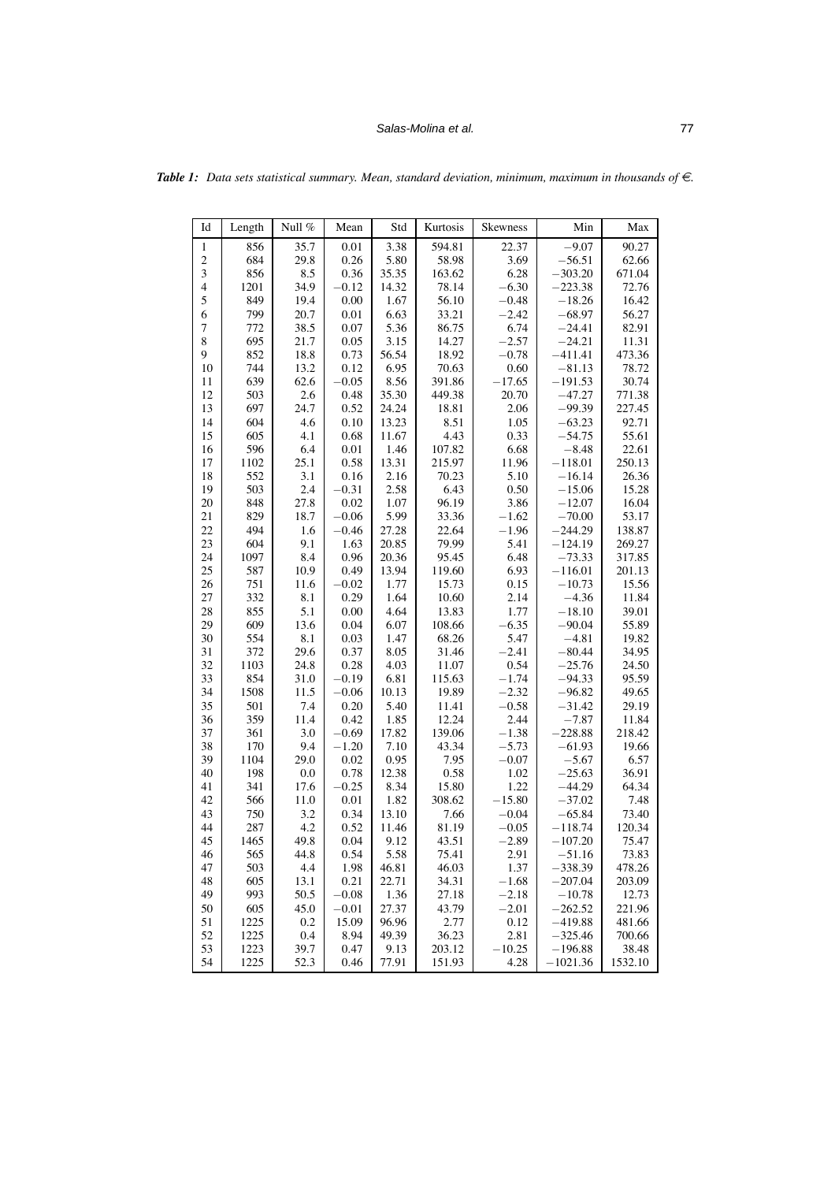***Table 1:*** *Data sets statistical summary. Mean, standard deviation, minimum, maximum in thousands of €.*

| Id | Length | Null % | Mean | Std | Kurtosis | Skewness | Min | Max |
|---|---|---|---|---|---|---|---|---|
| 1 | 856 | 35.7 | 0.01 | 3.38 | 594.81 | 22.37 | −9.07 | 90.27 |
| 2 | 684 | 29.8 | 0.26 | 5.80 | 58.98 | 3.69 | −56.51 | 62.66 |
| 3 | 856 | 8.5 | 0.36 | 35.35 | 163.62 | 6.28 | −303.20 | 671.04 |
| 4 | 1201 | 34.9 | −0.12 | 14.32 | 78.14 | −6.30 | −223.38 | 72.76 |
| 5 | 849 | 19.4 | 0.00 | 1.67 | 56.10 | −0.48 | −18.26 | 16.42 |
| 6 | 799 | 20.7 | 0.01 | 6.63 | 33.21 | −2.42 | −68.97 | 56.27 |
| 7 | 772 | 38.5 | 0.07 | 5.36 | 86.75 | 6.74 | −24.41 | 82.91 |
| 8 | 695 | 21.7 | 0.05 | 3.15 | 14.27 | −2.57 | −24.21 | 11.31 |
| 9 | 852 | 18.8 | 0.73 | 56.54 | 18.92 | −0.78 | −411.41 | 473.36 |
| 10 | 744 | 13.2 | 0.12 | 6.95 | 70.63 | 0.60 | −81.13 | 78.72 |
| 11 | 639 | 62.6 | −0.05 | 8.56 | 391.86 | −17.65 | −191.53 | 30.74 |
| 12 | 503 | 2.6 | 0.48 | 35.30 | 449.38 | 20.70 | −47.27 | 771.38 |
| 13 | 697 | 24.7 | 0.52 | 24.24 | 18.81 | 2.06 | −99.39 | 227.45 |
| 14 | 604 | 4.6 | 0.10 | 13.23 | 8.51 | 1.05 | −63.23 | 92.71 |
| 15 | 605 | 4.1 | 0.68 | 11.67 | 4.43 | 0.33 | −54.75 | 55.61 |
| 16 | 596 | 6.4 | 0.01 | 1.46 | 107.82 | 6.68 | −8.48 | 22.61 |
| 17 | 1102 | 25.1 | 0.58 | 13.31 | 215.97 | 11.96 | −118.01 | 250.13 |
| 18 | 552 | 3.1 | 0.16 | 2.16 | 70.23 | 5.10 | −16.14 | 26.36 |
| 19 | 503 | 2.4 | −0.31 | 2.58 | 6.43 | 0.50 | −15.06 | 15.28 |
| 20 | 848 | 27.8 | 0.02 | 1.07 | 96.19 | 3.86 | −12.07 | 16.04 |
| 21 | 829 | 18.7 | −0.06 | 5.99 | 33.36 | −1.62 | −70.00 | 53.17 |
| 22 | 494 | 1.6 | −0.46 | 27.28 | 22.64 | −1.96 | −244.29 | 138.87 |
| 23 | 604 | 9.1 | 1.63 | 20.85 | 79.99 | 5.41 | −124.19 | 269.27 |
| 24 | 1097 | 8.4 | 0.96 | 20.36 | 95.45 | 6.48 | −73.33 | 317.85 |
| 25 | 587 | 10.9 | 0.49 | 13.94 | 119.60 | 6.93 | −116.01 | 201.13 |
| 26 | 751 | 11.6 | −0.02 | 1.77 | 15.73 | 0.15 | −10.73 | 15.56 |
| 27 | 332 | 8.1 | 0.29 | 1.64 | 10.60 | 2.14 | −4.36 | 11.84 |
| 28 | 855 | 5.1 | 0.00 | 4.64 | 13.83 | 1.77 | −18.10 | 39.01 |
| 29 | 609 | 13.6 | 0.04 | 6.07 | 108.66 | −6.35 | −90.04 | 55.89 |
| 30 | 554 | 8.1 | 0.03 | 1.47 | 68.26 | 5.47 | −4.81 | 19.82 |
| 31 | 372 | 29.6 | 0.37 | 8.05 | 31.46 | −2.41 | −80.44 | 34.95 |
| 32 | 1103 | 24.8 | 0.28 | 4.03 | 11.07 | 0.54 | −25.76 | 24.50 |
| 33 | 854 | 31.0 | −0.19 | 6.81 | 115.63 | −1.74 | −94.33 | 95.59 |
| 34 | 1508 | 11.5 | −0.06 | 10.13 | 19.89 | −2.32 | −96.82 | 49.65 |
| 35 | 501 | 7.4 | 0.20 | 5.40 | 11.41 | −0.58 | −31.42 | 29.19 |
| 36 | 359 | 11.4 | 0.42 | 1.85 | 12.24 | 2.44 | −7.87 | 11.84 |
| 37 | 361 | 3.0 | −0.69 | 17.82 | 139.06 | −1.38 | −228.88 | 218.42 |
| 38 | 170 | 9.4 | −1.20 | 7.10 | 43.34 | −5.73 | −61.93 | 19.66 |
| 39 | 1104 | 29.0 | 0.02 | 0.95 | 7.95 | −0.07 | −5.67 | 6.57 |
| 40 | 198 | 0.0 | 0.78 | 12.38 | 0.58 | 1.02 | −25.63 | 36.91 |
| 41 | 341 | 17.6 | −0.25 | 8.34 | 15.80 | 1.22 | −44.29 | 64.34 |
| 42 | 566 | 11.0 | 0.01 | 1.82 | 308.62 | −15.80 | −37.02 | 7.48 |
| 43 | 750 | 3.2 | 0.34 | 13.10 | 7.66 | −0.04 | −65.84 | 73.40 |
| 44 | 287 | 4.2 | 0.52 | 11.46 | 81.19 | −0.05 | −118.74 | 120.34 |
| 45 | 1465 | 49.8 | 0.04 | 9.12 | 43.51 | −2.89 | −107.20 | 75.47 |
| 46 | 565 | 44.8 | 0.54 | 5.58 | 75.41 | 2.91 | −51.16 | 73.83 |
| 47 | 503 | 4.4 | 1.98 | 46.81 | 46.03 | 1.37 | −338.39 | 478.26 |
| 48 | 605 | 13.1 | 0.21 | 22.71 | 34.31 | −1.68 | −207.04 | 203.09 |
| 49 | 993 | 50.5 | −0.08 | 1.36 | 27.18 | −2.18 | −10.78 | 12.73 |
| 50 | 605 | 45.0 | −0.01 | 27.37 | 43.79 | −2.01 | −262.52 | 221.96 |
| 51 | 1225 | 0.2 | 15.09 | 96.96 | 2.77 | 0.12 | −419.88 | 481.66 |
| 52 | 1225 | 0.4 | 8.94 | 49.39 | 36.23 | 2.81 | −325.46 | 700.66 |
| 53 | 1223 | 39.7 | 0.47 | 9.13 | 203.12 | −10.25 | −196.88 | 38.48 |
| 54 | 1225 | 52.3 | 0.46 | 77.91 | 151.93 | 4.28 | −1021.36 | 1532.10 |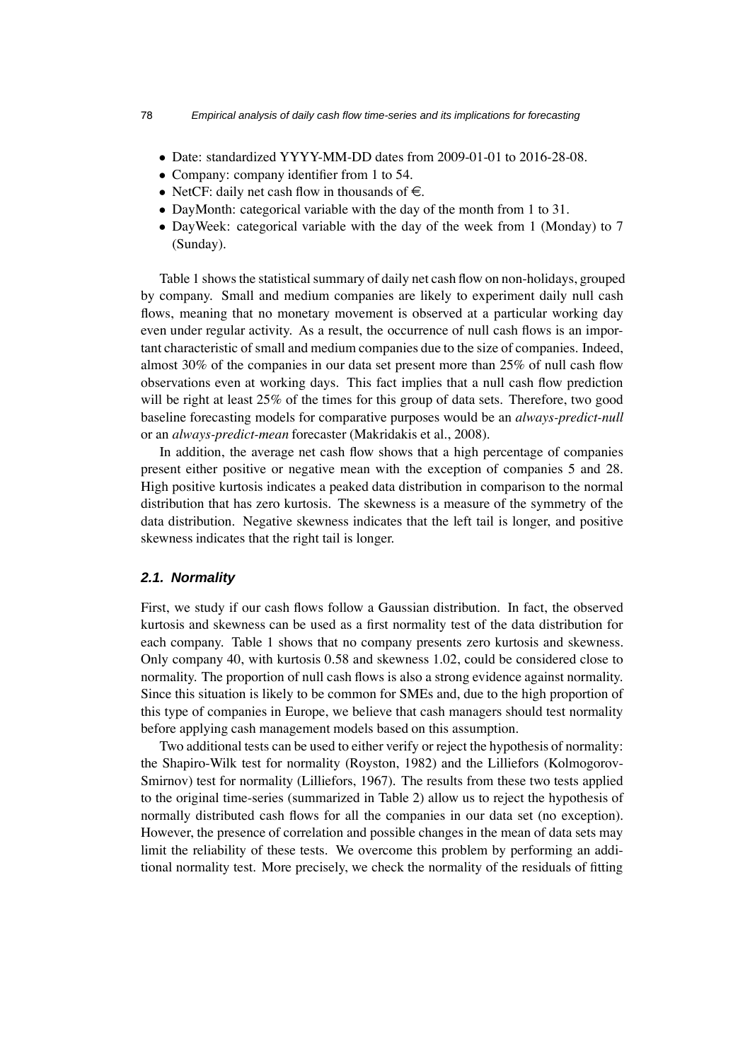- Date: standardized YYYY-MM-DD dates from 2009-01-01 to 2016-28-08.
- Company: company identifier from 1 to 54.
- NetCF: daily net cash flow in thousands of €.
- DayMonth: categorical variable with the day of the month from 1 to 31.
- DayWeek: categorical variable with the day of the week from 1 (Monday) to 7 (Sunday).

Table 1 shows the statistical summary of daily net cash flow on non-holidays, grouped by company. Small and medium companies are likely to experiment daily null cash flows, meaning that no monetary movement is observed at a particular working day even under regular activity. As a result, the occurrence of null cash flows is an important characteristic of small and medium companies due to the size of companies. Indeed, almost 30% of the companies in our data set present more than 25% of null cash flow observations even at working days. This fact implies that a null cash flow prediction will be right at least 25% of the times for this group of data sets. Therefore, two good baseline forecasting models for comparative purposes would be an *always-predict-null* or an *always-predict-mean* forecaster (Makridakis et al., 2008).

In addition, the average net cash flow shows that a high percentage of companies present either positive or negative mean with the exception of companies 5 and 28. High positive kurtosis indicates a peaked data distribution in comparison to the normal distribution that has zero kurtosis. The skewness is a measure of the symmetry of the data distribution. Negative skewness indicates that the left tail is longer, and positive skewness indicates that the right tail is longer.

### 2.1. Normality

First, we study if our cash flows follow a Gaussian distribution. In fact, the observed kurtosis and skewness can be used as a first normality test of the data distribution for each company. Table 1 shows that no company presents zero kurtosis and skewness. Only company 40, with kurtosis 0.58 and skewness 1.02, could be considered close to normality. The proportion of null cash flows is also a strong evidence against normality. Since this situation is likely to be common for SMEs and, due to the high proportion of this type of companies in Europe, we believe that cash managers should test normality before applying cash management models based on this assumption.

Two additional tests can be used to either verify or reject the hypothesis of normality: the Shapiro-Wilk test for normality (Royston, 1982) and the Lilliefors (Kolmogorov-Smirnov) test for normality (Lilliefors, 1967). The results from these two tests applied to the original time-series (summarized in Table 2) allow us to reject the hypothesis of normally distributed cash flows for all the companies in our data set (no exception). However, the presence of correlation and possible changes in the mean of data sets may limit the reliability of these tests. We overcome this problem by performing an additional normality test. More precisely, we check the normality of the residuals of fitting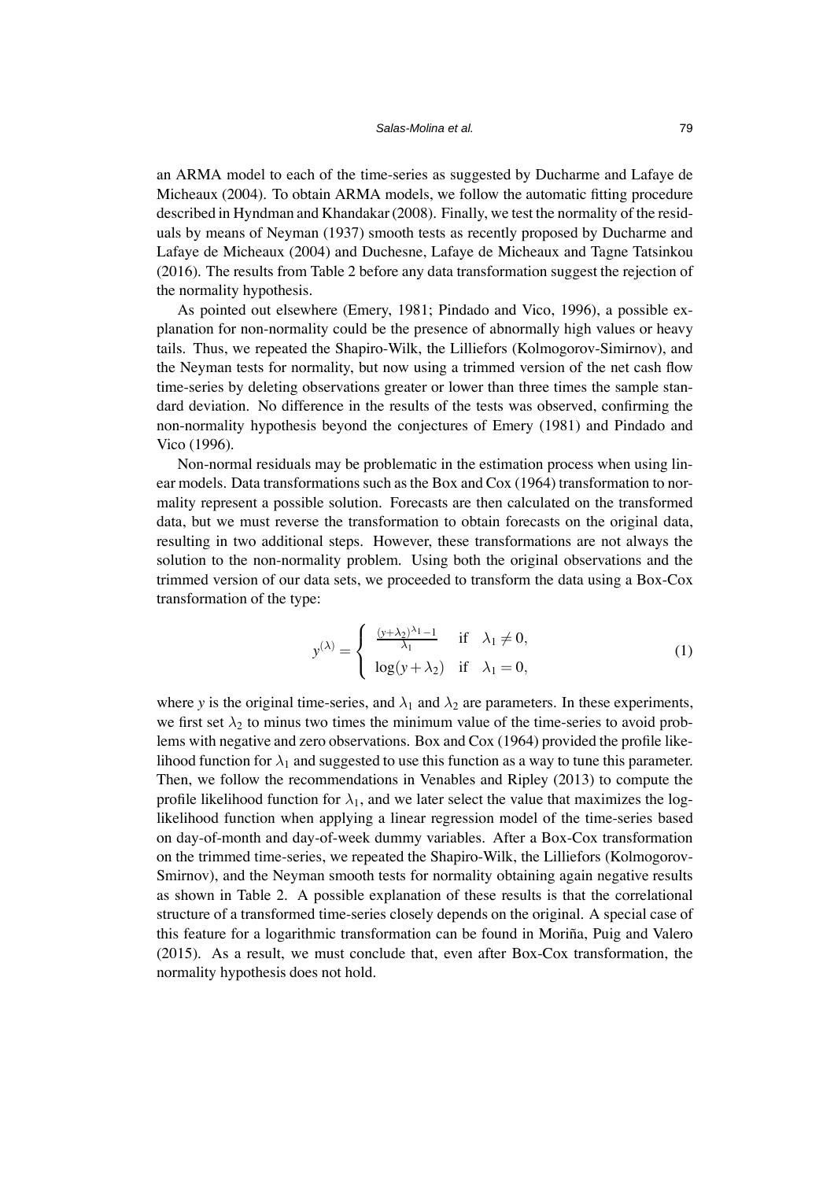an ARMA model to each of the time-series as suggested by Ducharme and Lafaye de Micheaux (2004). To obtain ARMA models, we follow the automatic fitting procedure described in Hyndman and Khandakar (2008). Finally, we test the normality of the residuals by means of Neyman (1937) smooth tests as recently proposed by Ducharme and Lafaye de Micheaux (2004) and Duchesne, Lafaye de Micheaux and Tagne Tatsinkou (2016). The results from Table 2 before any data transformation suggest the rejection of the normality hypothesis.

As pointed out elsewhere (Emery, 1981; Pindado and Vico, 1996), a possible explanation for non-normality could be the presence of abnormally high values or heavy tails. Thus, we repeated the Shapiro-Wilk, the Lilliefors (Kolmogorov-Simirnov), and the Neyman tests for normality, but now using a trimmed version of the net cash flow time-series by deleting observations greater or lower than three times the sample standard deviation. No difference in the results of the tests was observed, confirming the non-normality hypothesis beyond the conjectures of Emery (1981) and Pindado and Vico (1996).

Non-normal residuals may be problematic in the estimation process when using linear models. Data transformations such as the Box and Cox (1964) transformation to normality represent a possible solution. Forecasts are then calculated on the transformed data, but we must reverse the transformation to obtain forecasts on the original data, resulting in two additional steps. However, these transformations are not always the solution to the non-normality problem. Using both the original observations and the trimmed version of our data sets, we proceeded to transform the data using a Box-Cox transformation of the type:

$$y^{(\lambda)} = \begin{cases} \frac{(y+\lambda_2)^{\lambda_1}-1}{\lambda_1} & \text{if} \quad \lambda_1 \neq 0, \\ \log(y+\lambda_2) & \text{if} \quad \lambda_1 = 0, \end{cases} \tag{1}$$

where $y$ is the original time-series, and $\lambda_1$ and $\lambda_2$ are parameters. In these experiments, we first set $\lambda_2$ to minus two times the minimum value of the time-series to avoid problems with negative and zero observations. Box and Cox (1964) provided the profile likelihood function for $\lambda_1$ and suggested to use this function as a way to tune this parameter. Then, we follow the recommendations in Venables and Ripley (2013) to compute the profile likelihood function for $\lambda_1$, and we later select the value that maximizes the log-likelihood function when applying a linear regression model of the time-series based on day-of-month and day-of-week dummy variables. After a Box-Cox transformation on the trimmed time-series, we repeated the Shapiro-Wilk, the Lilliefors (Kolmogorov-Smirnov), and the Neyman smooth tests for normality obtaining again negative results as shown in Table 2. A possible explanation of these results is that the correlational structure of a transformed time-series closely depends on the original. A special case of this feature for a logarithmic transformation can be found in Moriña, Puig and Valero (2015). As a result, we must conclude that, even after Box-Cox transformation, the normality hypothesis does not hold.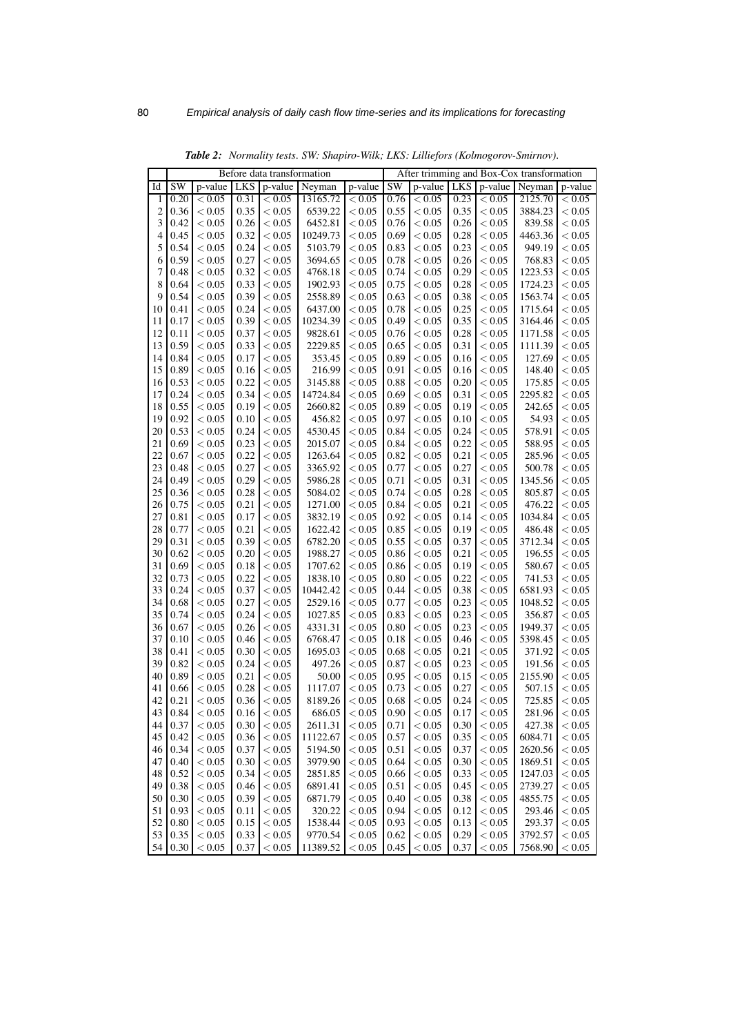***Table 2:*** *Normality tests. SW: Shapiro-Wilk; LKS: Lilliefors (Kolmogorov-Smirnov).*

| | Before data transformation | | | | | | After trimming and Box-Cox transformation | | | | | |
|---|---|---|---|---|---|---|---|---|---|---|---|---|
| Id | SW | p-value | LKS | p-value | Neyman | p-value | SW | p-value | LKS | p-value | Neyman | p-value |
| 1 | 0.20 | $< 0.05$ | 0.31 | $< 0.05$ | 13165.72 | $< 0.05$ | 0.76 | $< 0.05$ | 0.23 | $< 0.05$ | 2125.70 | $< 0.05$ |
| 2 | 0.36 | $< 0.05$ | 0.35 | $< 0.05$ | 6539.22 | $< 0.05$ | 0.55 | $< 0.05$ | 0.35 | $< 0.05$ | 3884.23 | $< 0.05$ |
| 3 | 0.42 | $< 0.05$ | 0.26 | $< 0.05$ | 6452.81 | $< 0.05$ | 0.76 | $< 0.05$ | 0.26 | $< 0.05$ | 839.58 | $< 0.05$ |
| 4 | 0.45 | $< 0.05$ | 0.32 | $< 0.05$ | 10249.73 | $< 0.05$ | 0.69 | $< 0.05$ | 0.28 | $< 0.05$ | 4463.36 | $< 0.05$ |
| 5 | 0.54 | $< 0.05$ | 0.24 | $< 0.05$ | 5103.79 | $< 0.05$ | 0.83 | $< 0.05$ | 0.23 | $< 0.05$ | 949.19 | $< 0.05$ |
| 6 | 0.59 | $< 0.05$ | 0.27 | $< 0.05$ | 3694.65 | $< 0.05$ | 0.78 | $< 0.05$ | 0.26 | $< 0.05$ | 768.83 | $< 0.05$ |
| 7 | 0.48 | $< 0.05$ | 0.32 | $< 0.05$ | 4768.18 | $< 0.05$ | 0.74 | $< 0.05$ | 0.29 | $< 0.05$ | 1223.53 | $< 0.05$ |
| 8 | 0.64 | $< 0.05$ | 0.33 | $< 0.05$ | 1902.93 | $< 0.05$ | 0.75 | $< 0.05$ | 0.28 | $< 0.05$ | 1724.23 | $< 0.05$ |
| 9 | 0.54 | $< 0.05$ | 0.39 | $< 0.05$ | 2558.89 | $< 0.05$ | 0.63 | $< 0.05$ | 0.38 | $< 0.05$ | 1563.74 | $< 0.05$ |
| 10 | 0.41 | $< 0.05$ | 0.24 | $< 0.05$ | 6437.00 | $< 0.05$ | 0.78 | $< 0.05$ | 0.25 | $< 0.05$ | 1715.64 | $< 0.05$ |
| 11 | 0.17 | $< 0.05$ | 0.39 | $< 0.05$ | 10234.39 | $< 0.05$ | 0.49 | $< 0.05$ | 0.35 | $< 0.05$ | 3164.46 | $< 0.05$ |
| 12 | 0.11 | $< 0.05$ | 0.37 | $< 0.05$ | 9828.61 | $< 0.05$ | 0.76 | $< 0.05$ | 0.28 | $< 0.05$ | 1171.58 | $< 0.05$ |
| 13 | 0.59 | $< 0.05$ | 0.33 | $< 0.05$ | 2229.85 | $< 0.05$ | 0.65 | $< 0.05$ | 0.31 | $< 0.05$ | 1111.39 | $< 0.05$ |
| 14 | 0.84 | $< 0.05$ | 0.17 | $< 0.05$ | 353.45 | $< 0.05$ | 0.89 | $< 0.05$ | 0.16 | $< 0.05$ | 127.69 | $< 0.05$ |
| 15 | 0.89 | $< 0.05$ | 0.16 | $< 0.05$ | 216.99 | $< 0.05$ | 0.91 | $< 0.05$ | 0.16 | $< 0.05$ | 148.40 | $< 0.05$ |
| 16 | 0.53 | $< 0.05$ | 0.22 | $< 0.05$ | 3145.88 | $< 0.05$ | 0.88 | $< 0.05$ | 0.20 | $< 0.05$ | 175.85 | $< 0.05$ |
| 17 | 0.24 | $< 0.05$ | 0.34 | $< 0.05$ | 14724.84 | $< 0.05$ | 0.69 | $< 0.05$ | 0.31 | $< 0.05$ | 2295.82 | $< 0.05$ |
| 18 | 0.55 | $< 0.05$ | 0.19 | $< 0.05$ | 2660.82 | $< 0.05$ | 0.89 | $< 0.05$ | 0.19 | $< 0.05$ | 242.65 | $< 0.05$ |
| 19 | 0.92 | $< 0.05$ | 0.10 | $< 0.05$ | 456.82 | $< 0.05$ | 0.97 | $< 0.05$ | 0.10 | $< 0.05$ | 54.93 | $< 0.05$ |
| 20 | 0.53 | $< 0.05$ | 0.24 | $< 0.05$ | 4530.45 | $< 0.05$ | 0.84 | $< 0.05$ | 0.24 | $< 0.05$ | 578.91 | $< 0.05$ |
| 21 | 0.69 | $< 0.05$ | 0.23 | $< 0.05$ | 2015.07 | $< 0.05$ | 0.84 | $< 0.05$ | 0.22 | $< 0.05$ | 588.95 | $< 0.05$ |
| 22 | 0.67 | $< 0.05$ | 0.22 | $< 0.05$ | 1263.64 | $< 0.05$ | 0.82 | $< 0.05$ | 0.21 | $< 0.05$ | 285.96 | $< 0.05$ |
| 23 | 0.48 | $< 0.05$ | 0.27 | $< 0.05$ | 3365.92 | $< 0.05$ | 0.77 | $< 0.05$ | 0.27 | $< 0.05$ | 500.78 | $< 0.05$ |
| 24 | 0.49 | $< 0.05$ | 0.29 | $< 0.05$ | 5986.28 | $< 0.05$ | 0.71 | $< 0.05$ | 0.31 | $< 0.05$ | 1345.56 | $< 0.05$ |
| 25 | 0.36 | $< 0.05$ | 0.28 | $< 0.05$ | 5084.02 | $< 0.05$ | 0.74 | $< 0.05$ | 0.28 | $< 0.05$ | 805.87 | $< 0.05$ |
| 26 | 0.75 | $< 0.05$ | 0.21 | $< 0.05$ | 1271.00 | $< 0.05$ | 0.84 | $< 0.05$ | 0.21 | $< 0.05$ | 476.22 | $< 0.05$ |
| 27 | 0.81 | $< 0.05$ | 0.17 | $< 0.05$ | 3832.19 | $< 0.05$ | 0.92 | $< 0.05$ | 0.14 | $< 0.05$ | 1034.84 | $< 0.05$ |
| 28 | 0.77 | $< 0.05$ | 0.21 | $< 0.05$ | 1622.42 | $< 0.05$ | 0.85 | $< 0.05$ | 0.19 | $< 0.05$ | 486.48 | $< 0.05$ |
| 29 | 0.31 | $< 0.05$ | 0.39 | $< 0.05$ | 6782.20 | $< 0.05$ | 0.55 | $< 0.05$ | 0.37 | $< 0.05$ | 3712.34 | $< 0.05$ |
| 30 | 0.62 | $< 0.05$ | 0.20 | $< 0.05$ | 1988.27 | $< 0.05$ | 0.86 | $< 0.05$ | 0.21 | $< 0.05$ | 196.55 | $< 0.05$ |
| 31 | 0.69 | $< 0.05$ | 0.18 | $< 0.05$ | 1707.62 | $< 0.05$ | 0.86 | $< 0.05$ | 0.19 | $< 0.05$ | 580.67 | $< 0.05$ |
| 32 | 0.73 | $< 0.05$ | 0.22 | $< 0.05$ | 1838.10 | $< 0.05$ | 0.80 | $< 0.05$ | 0.22 | $< 0.05$ | 741.53 | $< 0.05$ |
| 33 | 0.24 | $< 0.05$ | 0.37 | $< 0.05$ | 10442.42 | $< 0.05$ | 0.44 | $< 0.05$ | 0.38 | $< 0.05$ | 6581.93 | $< 0.05$ |
| 34 | 0.68 | $< 0.05$ | 0.27 | $< 0.05$ | 2529.16 | $< 0.05$ | 0.77 | $< 0.05$ | 0.23 | $< 0.05$ | 1048.52 | $< 0.05$ |
| 35 | 0.74 | $< 0.05$ | 0.24 | $< 0.05$ | 1027.85 | $< 0.05$ | 0.83 | $< 0.05$ | 0.23 | $< 0.05$ | 356.87 | $< 0.05$ |
| 36 | 0.67 | $< 0.05$ | 0.26 | $< 0.05$ | 4331.31 | $< 0.05$ | 0.80 | $< 0.05$ | 0.23 | $< 0.05$ | 1949.37 | $< 0.05$ |
| 37 | 0.10 | $< 0.05$ | 0.46 | $< 0.05$ | 6768.47 | $< 0.05$ | 0.18 | $< 0.05$ | 0.46 | $< 0.05$ | 5398.45 | $< 0.05$ |
| 38 | 0.41 | $< 0.05$ | 0.30 | $< 0.05$ | 1695.03 | $< 0.05$ | 0.68 | $< 0.05$ | 0.21 | $< 0.05$ | 371.92 | $< 0.05$ |
| 39 | 0.82 | $< 0.05$ | 0.24 | $< 0.05$ | 497.26 | $< 0.05$ | 0.87 | $< 0.05$ | 0.23 | $< 0.05$ | 191.56 | $< 0.05$ |
| 40 | 0.89 | $< 0.05$ | 0.21 | $< 0.05$ | 50.00 | $< 0.05$ | 0.95 | $< 0.05$ | 0.15 | $< 0.05$ | 2155.90 | $< 0.05$ |
| 41 | 0.66 | $< 0.05$ | 0.28 | $< 0.05$ | 1117.07 | $< 0.05$ | 0.73 | $< 0.05$ | 0.27 | $< 0.05$ | 507.15 | $< 0.05$ |
| 42 | 0.21 | $< 0.05$ | 0.36 | $< 0.05$ | 8189.26 | $< 0.05$ | 0.68 | $< 0.05$ | 0.24 | $< 0.05$ | 725.85 | $< 0.05$ |
| 43 | 0.84 | $< 0.05$ | 0.16 | $< 0.05$ | 686.05 | $< 0.05$ | 0.90 | $< 0.05$ | 0.17 | $< 0.05$ | 281.96 | $< 0.05$ |
| 44 | 0.37 | $< 0.05$ | 0.30 | $< 0.05$ | 2611.31 | $< 0.05$ | 0.71 | $< 0.05$ | 0.30 | $< 0.05$ | 427.38 | $< 0.05$ |
| 45 | 0.42 | $< 0.05$ | 0.36 | $< 0.05$ | 11122.67 | $< 0.05$ | 0.57 | $< 0.05$ | 0.35 | $< 0.05$ | 6084.71 | $< 0.05$ |
| 46 | 0.34 | $< 0.05$ | 0.37 | $< 0.05$ | 5194.50 | $< 0.05$ | 0.51 | $< 0.05$ | 0.37 | $< 0.05$ | 2620.56 | $< 0.05$ |
| 47 | 0.40 | $< 0.05$ | 0.30 | $< 0.05$ | 3979.90 | $< 0.05$ | 0.64 | $< 0.05$ | 0.30 | $< 0.05$ | 1869.51 | $< 0.05$ |
| 48 | 0.52 | $< 0.05$ | 0.34 | $< 0.05$ | 2851.85 | $< 0.05$ | 0.66 | $< 0.05$ | 0.33 | $< 0.05$ | 1247.03 | $< 0.05$ |
| 49 | 0.38 | $< 0.05$ | 0.46 | $< 0.05$ | 6891.41 | $< 0.05$ | 0.51 | $< 0.05$ | 0.45 | $< 0.05$ | 2739.27 | $< 0.05$ |
| 50 | 0.30 | $< 0.05$ | 0.39 | $< 0.05$ | 6871.79 | $< 0.05$ | 0.40 | $< 0.05$ | 0.38 | $< 0.05$ | 4855.75 | $< 0.05$ |
| 51 | 0.93 | $< 0.05$ | 0.11 | $< 0.05$ | 320.22 | $< 0.05$ | 0.94 | $< 0.05$ | 0.12 | $< 0.05$ | 293.46 | $< 0.05$ |
| 52 | 0.80 | $< 0.05$ | 0.15 | $< 0.05$ | 1538.44 | $< 0.05$ | 0.93 | $< 0.05$ | 0.13 | $< 0.05$ | 293.37 | $< 0.05$ |
| 53 | 0.35 | $< 0.05$ | 0.33 | $< 0.05$ | 9770.54 | $< 0.05$ | 0.62 | $< 0.05$ | 0.29 | $< 0.05$ | 3792.57 | $< 0.05$ |
| 54 | 0.30 | $< 0.05$ | 0.37 | $< 0.05$ | 11389.52 | $< 0.05$ | 0.45 | $< 0.05$ | 0.37 | $< 0.05$ | 7568.90 | $< 0.05$ |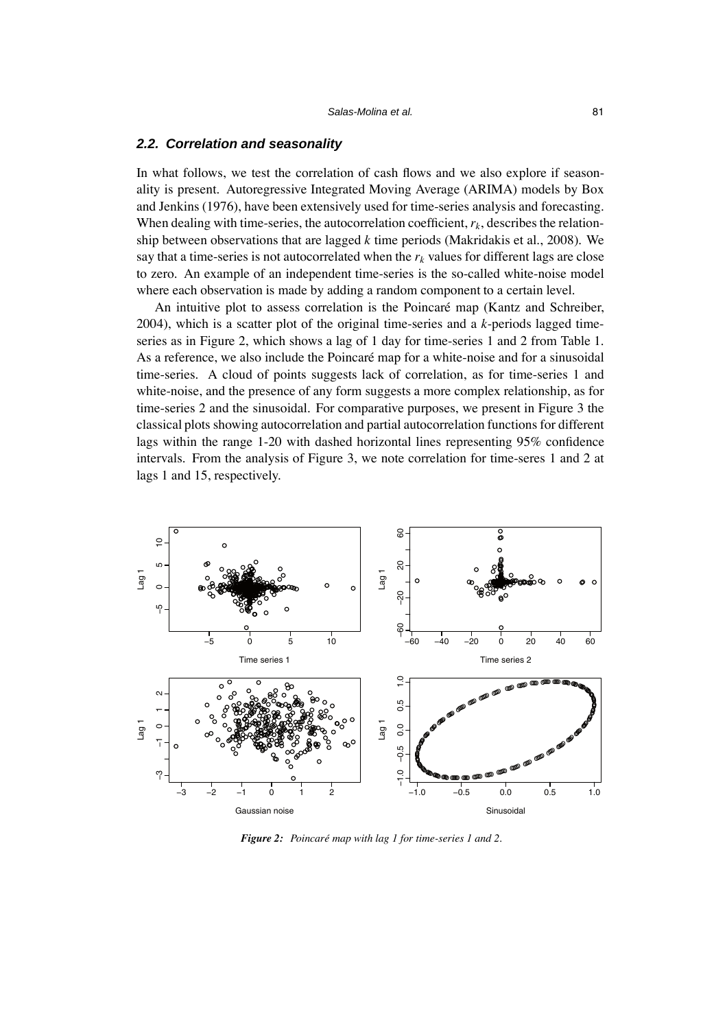### 2.2. Correlation and seasonality

In what follows, we test the correlation of cash flows and we also explore if seasonality is present. Autoregressive Integrated Moving Average (ARIMA) models by Box and Jenkins (1976), have been extensively used for time-series analysis and forecasting. When dealing with time-series, the autocorrelation coefficient, $r_k$, describes the relationship between observations that are lagged $k$ time periods (Makridakis et al., 2008). We say that a time-series is not autocorrelated when the $r_k$ values for different lags are close to zero. An example of an independent time-series is the so-called white-noise model where each observation is made by adding a random component to a certain level.

An intuitive plot to assess correlation is the Poincaré map (Kantz and Schreiber, 2004), which is a scatter plot of the original time-series and a $k$-periods lagged time-series as in Figure 2, which shows a lag of 1 day for time-series 1 and 2 from Table 1. As a reference, we also include the Poincaré map for a white-noise and for a sinusoidal time-series. A cloud of points suggests lack of correlation, as for time-series 1 and white-noise, and the presence of any form suggests a more complex relationship, as for time-series 2 and the sinusoidal. For comparative purposes, we present in Figure 3 the classical plots showing autocorrelation and partial autocorrelation functions for different lags within the range 1-20 with dashed horizontal lines representing 95% confidence intervals. From the analysis of Figure 3, we note correlation for time-seres 1 and 2 at lags 1 and 15, respectively.

***Figure 2:*** *Poincaré map with lag 1 for time-series 1 and 2.*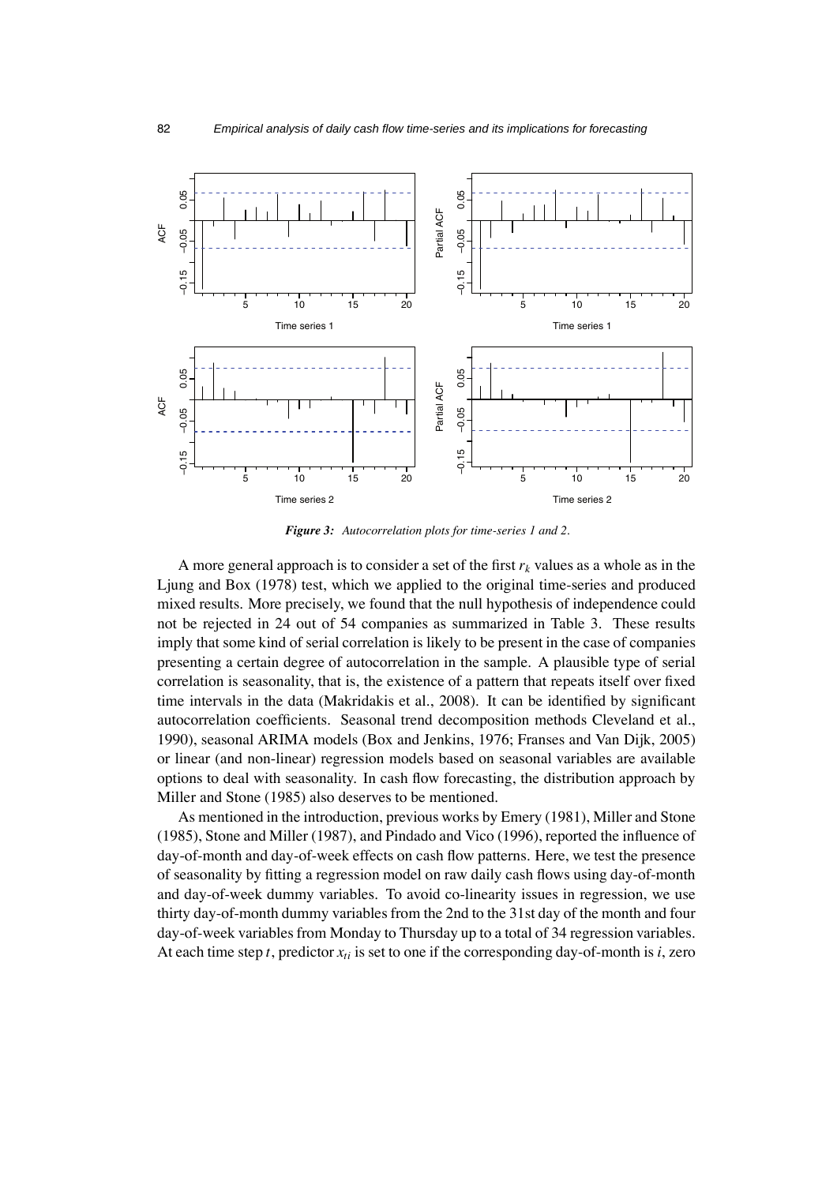*Figure 3: Autocorrelation plots for time-series 1 and 2.*

A more general approach is to consider a set of the first $r_k$ values as a whole as in the Ljung and Box (1978) test, which we applied to the original time-series and produced mixed results. More precisely, we found that the null hypothesis of independence could not be rejected in 24 out of 54 companies as summarized in Table 3. These results imply that some kind of serial correlation is likely to be present in the case of companies presenting a certain degree of autocorrelation in the sample. A plausible type of serial correlation is seasonality, that is, the existence of a pattern that repeats itself over fixed time intervals in the data (Makridakis et al., 2008). It can be identified by significant autocorrelation coefficients. Seasonal trend decomposition methods Cleveland et al., 1990), seasonal ARIMA models (Box and Jenkins, 1976; Franses and Van Dijk, 2005) or linear (and non-linear) regression models based on seasonal variables are available options to deal with seasonality. In cash flow forecasting, the distribution approach by Miller and Stone (1985) also deserves to be mentioned.

As mentioned in the introduction, previous works by Emery (1981), Miller and Stone (1985), Stone and Miller (1987), and Pindado and Vico (1996), reported the influence of day-of-month and day-of-week effects on cash flow patterns. Here, we test the presence of seasonality by fitting a regression model on raw daily cash flows using day-of-month and day-of-week dummy variables. To avoid co-linearity issues in regression, we use thirty day-of-month dummy variables from the 2nd to the 31st day of the month and four day-of-week variables from Monday to Thursday up to a total of 34 regression variables. At each time step $t$, predictor $x_{ti}$ is set to one if the corresponding day-of-month is $i$, zero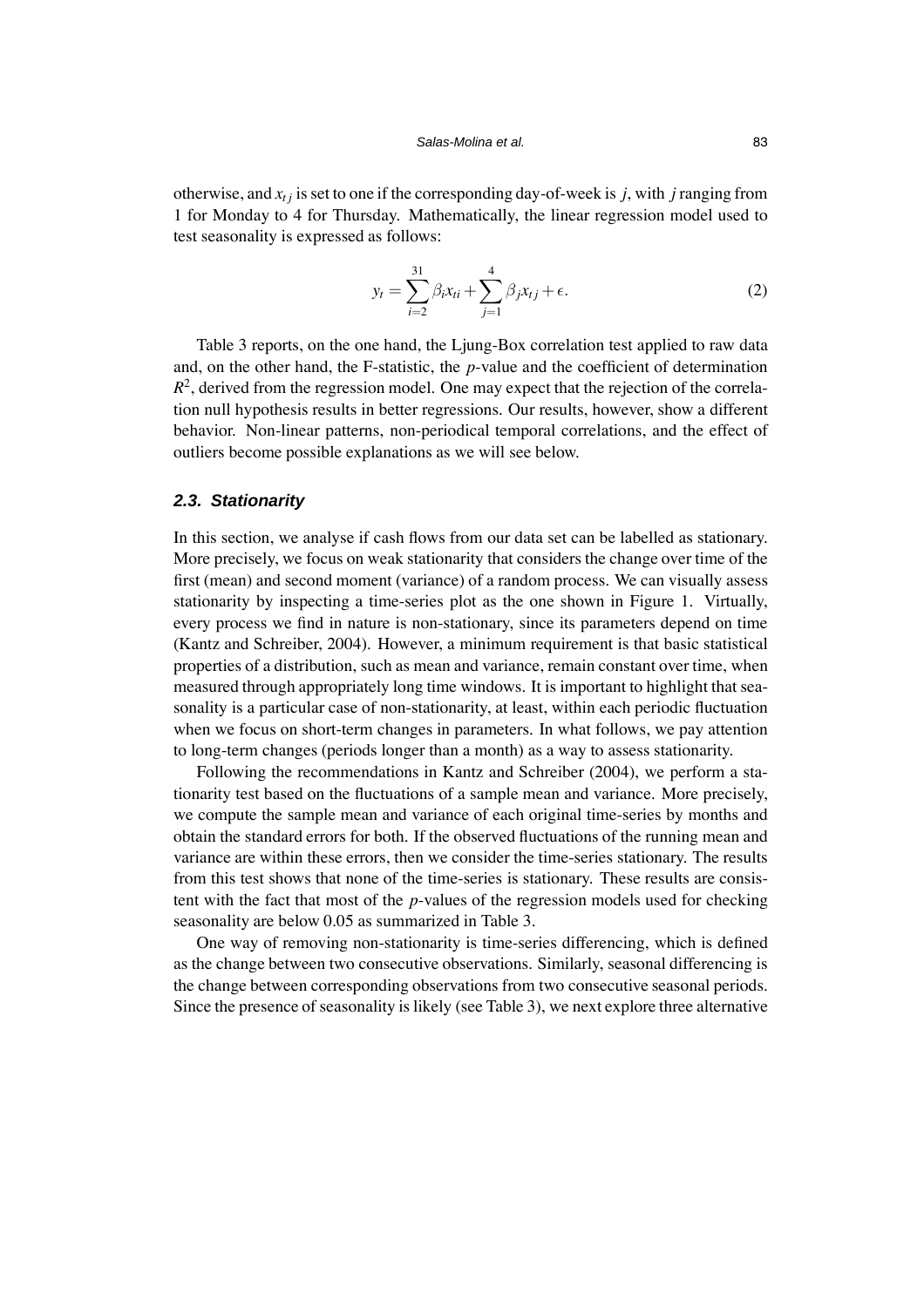otherwise, and $x_{tj}$ is set to one if the corresponding day-of-week is $j$, with $j$ ranging from 1 for Monday to 4 for Thursday. Mathematically, the linear regression model used to test seasonality is expressed as follows:

$$y_t = \sum_{i=2}^{31} \beta_i x_{ti} + \sum_{j=1}^{4} \beta_j x_{tj} + \epsilon. \tag{2}$$

Table 3 reports, on the one hand, the Ljung-Box correlation test applied to raw data and, on the other hand, the F-statistic, the $p$-value and the coefficient of determination $R^2$, derived from the regression model. One may expect that the rejection of the correlation null hypothesis results in better regressions. Our results, however, show a different behavior. Non-linear patterns, non-periodical temporal correlations, and the effect of outliers become possible explanations as we will see below.

### 2.3. Stationarity

In this section, we analyse if cash flows from our data set can be labelled as stationary. More precisely, we focus on weak stationarity that considers the change over time of the first (mean) and second moment (variance) of a random process. We can visually assess stationarity by inspecting a time-series plot as the one shown in Figure 1. Virtually, every process we find in nature is non-stationary, since its parameters depend on time (Kantz and Schreiber, 2004). However, a minimum requirement is that basic statistical properties of a distribution, such as mean and variance, remain constant over time, when measured through appropriately long time windows. It is important to highlight that seasonality is a particular case of non-stationarity, at least, within each periodic fluctuation when we focus on short-term changes in parameters. In what follows, we pay attention to long-term changes (periods longer than a month) as a way to assess stationarity.

Following the recommendations in Kantz and Schreiber (2004), we perform a stationarity test based on the fluctuations of a sample mean and variance. More precisely, we compute the sample mean and variance of each original time-series by months and obtain the standard errors for both. If the observed fluctuations of the running mean and variance are within these errors, then we consider the time-series stationary. The results from this test shows that none of the time-series is stationary. These results are consistent with the fact that most of the $p$-values of the regression models used for checking seasonality are below 0.05 as summarized in Table 3.

One way of removing non-stationarity is time-series differencing, which is defined as the change between two consecutive observations. Similarly, seasonal differencing is the change between corresponding observations from two consecutive seasonal periods. Since the presence of seasonality is likely (see Table 3), we next explore three alternative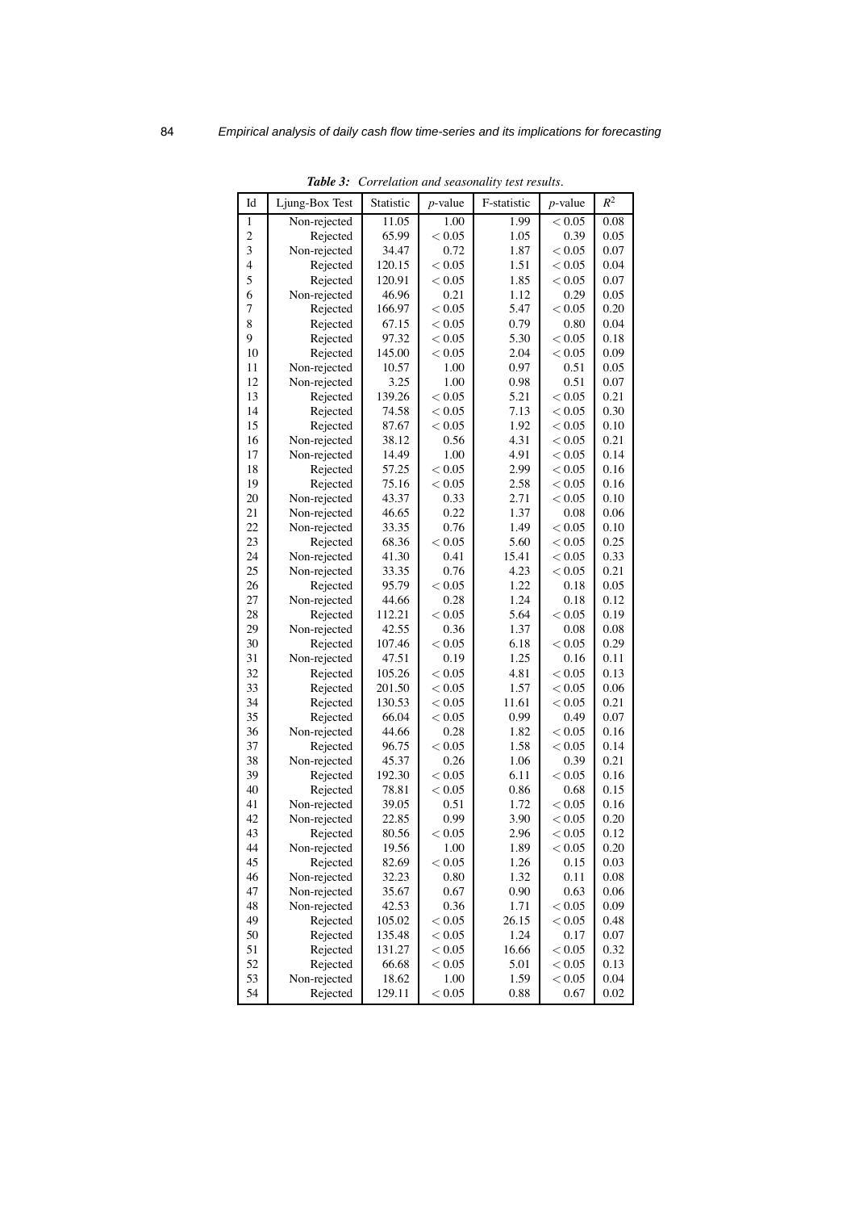***Table 3:*** *Correlation and seasonality test results.*

| Id | Ljung-Box Test | Statistic | $p$-value | F-statistic | $p$-value | $R^2$ |
|---|---|---|---|---|---|---|
| 1 | Non-rejected | 11.05 | 1.00 | 1.99 | $< 0.05$ | 0.08 |
| 2 | Rejected | 65.99 | $< 0.05$ | 1.05 | 0.39 | 0.05 |
| 3 | Non-rejected | 34.47 | 0.72 | 1.87 | $< 0.05$ | 0.07 |
| 4 | Rejected | 120.15 | $< 0.05$ | 1.51 | $< 0.05$ | 0.04 |
| 5 | Rejected | 120.91 | $< 0.05$ | 1.85 | $< 0.05$ | 0.07 |
| 6 | Non-rejected | 46.96 | 0.21 | 1.12 | 0.29 | 0.05 |
| 7 | Rejected | 166.97 | $< 0.05$ | 5.47 | $< 0.05$ | 0.20 |
| 8 | Rejected | 67.15 | $< 0.05$ | 0.79 | 0.80 | 0.04 |
| 9 | Rejected | 97.32 | $< 0.05$ | 5.30 | $< 0.05$ | 0.18 |
| 10 | Rejected | 145.00 | $< 0.05$ | 2.04 | $< 0.05$ | 0.09 |
| 11 | Non-rejected | 10.57 | 1.00 | 0.97 | 0.51 | 0.05 |
| 12 | Non-rejected | 3.25 | 1.00 | 0.98 | 0.51 | 0.07 |
| 13 | Rejected | 139.26 | $< 0.05$ | 5.21 | $< 0.05$ | 0.21 |
| 14 | Rejected | 74.58 | $< 0.05$ | 7.13 | $< 0.05$ | 0.30 |
| 15 | Rejected | 87.67 | $< 0.05$ | 1.92 | $< 0.05$ | 0.10 |
| 16 | Non-rejected | 38.12 | 0.56 | 4.31 | $< 0.05$ | 0.21 |
| 17 | Non-rejected | 14.49 | 1.00 | 4.91 | $< 0.05$ | 0.14 |
| 18 | Rejected | 57.25 | $< 0.05$ | 2.99 | $< 0.05$ | 0.16 |
| 19 | Rejected | 75.16 | $< 0.05$ | 2.58 | $< 0.05$ | 0.16 |
| 20 | Non-rejected | 43.37 | 0.33 | 2.71 | $< 0.05$ | 0.10 |
| 21 | Non-rejected | 46.65 | 0.22 | 1.37 | 0.08 | 0.06 |
| 22 | Non-rejected | 33.35 | 0.76 | 1.49 | $< 0.05$ | 0.10 |
| 23 | Rejected | 68.36 | $< 0.05$ | 5.60 | $< 0.05$ | 0.25 |
| 24 | Non-rejected | 41.30 | 0.41 | 15.41 | $< 0.05$ | 0.33 |
| 25 | Non-rejected | 33.35 | 0.76 | 4.23 | $< 0.05$ | 0.21 |
| 26 | Rejected | 95.79 | $< 0.05$ | 1.22 | 0.18 | 0.05 |
| 27 | Non-rejected | 44.66 | 0.28 | 1.24 | 0.18 | 0.12 |
| 28 | Rejected | 112.21 | $< 0.05$ | 5.64 | $< 0.05$ | 0.19 |
| 29 | Non-rejected | 42.55 | 0.36 | 1.37 | 0.08 | 0.08 |
| 30 | Rejected | 107.46 | $< 0.05$ | 6.18 | $< 0.05$ | 0.29 |
| 31 | Non-rejected | 47.51 | 0.19 | 1.25 | 0.16 | 0.11 |
| 32 | Rejected | 105.26 | $< 0.05$ | 4.81 | $< 0.05$ | 0.13 |
| 33 | Rejected | 201.50 | $< 0.05$ | 1.57 | $< 0.05$ | 0.06 |
| 34 | Rejected | 130.53 | $< 0.05$ | 11.61 | $< 0.05$ | 0.21 |
| 35 | Rejected | 66.04 | $< 0.05$ | 0.99 | 0.49 | 0.07 |
| 36 | Non-rejected | 44.66 | 0.28 | 1.82 | $< 0.05$ | 0.16 |
| 37 | Rejected | 96.75 | $< 0.05$ | 1.58 | $< 0.05$ | 0.14 |
| 38 | Non-rejected | 45.37 | 0.26 | 1.06 | 0.39 | 0.21 |
| 39 | Rejected | 192.30 | $< 0.05$ | 6.11 | $< 0.05$ | 0.16 |
| 40 | Rejected | 78.81 | $< 0.05$ | 0.86 | 0.68 | 0.15 |
| 41 | Non-rejected | 39.05 | 0.51 | 1.72 | $< 0.05$ | 0.16 |
| 42 | Non-rejected | 22.85 | 0.99 | 3.90 | $< 0.05$ | 0.20 |
| 43 | Rejected | 80.56 | $< 0.05$ | 2.96 | $< 0.05$ | 0.12 |
| 44 | Non-rejected | 19.56 | 1.00 | 1.89 | $< 0.05$ | 0.20 |
| 45 | Rejected | 82.69 | $< 0.05$ | 1.26 | 0.15 | 0.03 |
| 46 | Non-rejected | 32.23 | 0.80 | 1.32 | 0.11 | 0.08 |
| 47 | Non-rejected | 35.67 | 0.67 | 0.90 | 0.63 | 0.06 |
| 48 | Non-rejected | 42.53 | 0.36 | 1.71 | $< 0.05$ | 0.09 |
| 49 | Rejected | 105.02 | $< 0.05$ | 26.15 | $< 0.05$ | 0.48 |
| 50 | Rejected | 135.48 | $< 0.05$ | 1.24 | 0.17 | 0.07 |
| 51 | Rejected | 131.27 | $< 0.05$ | 16.66 | $< 0.05$ | 0.32 |
| 52 | Rejected | 66.68 | $< 0.05$ | 5.01 | $< 0.05$ | 0.13 |
| 53 | Non-rejected | 18.62 | 1.00 | 1.59 | $< 0.05$ | 0.04 |
| 54 | Rejected | 129.11 | $< 0.05$ | 0.88 | 0.67 | 0.02 |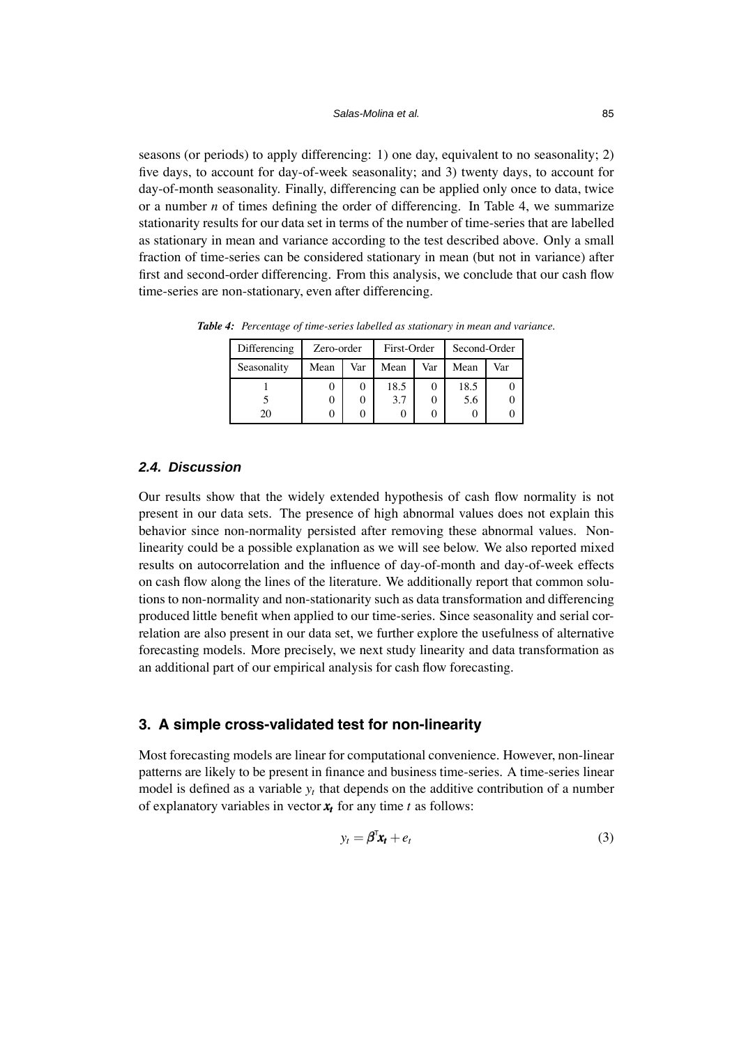seasons (or periods) to apply differencing: 1) one day, equivalent to no seasonality; 2) five days, to account for day-of-week seasonality; and 3) twenty days, to account for day-of-month seasonality. Finally, differencing can be applied only once to data, twice or a number $n$ of times defining the order of differencing. In Table 4, we summarize stationarity results for our data set in terms of the number of time-series that are labelled as stationary in mean and variance according to the test described above. Only a small fraction of time-series can be considered stationary in mean (but not in variance) after first and second-order differencing. From this analysis, we conclude that our cash flow time-series are non-stationary, even after differencing.

***Table 4:*** *Percentage of time-series labelled as stationary in mean and variance.*

| Differencing | Zero-order | | First-Order | | Second-Order | |
|---|---|---|---|---|---|---|
| Seasonality | Mean | Var | Mean | Var | Mean | Var |
| 1 | 0 | 0 | 18.5 | 0 | 18.5 | 0 |
| 5 | 0 | 0 | 3.7 | 0 | 5.6 | 0 |
| 20 | 0 | 0 | 0 | 0 | 0 | 0 |

### 2.4. Discussion

Our results show that the widely extended hypothesis of cash flow normality is not present in our data sets. The presence of high abnormal values does not explain this behavior since non-normality persisted after removing these abnormal values. Non-linearity could be a possible explanation as we will see below. We also reported mixed results on autocorrelation and the influence of day-of-month and day-of-week effects on cash flow along the lines of the literature. We additionally report that common solutions to non-normality and non-stationarity such as data transformation and differencing produced little benefit when applied to our time-series. Since seasonality and serial correlation are also present in our data set, we further explore the usefulness of alternative forecasting models. More precisely, we next study linearity and data transformation as an additional part of our empirical analysis for cash flow forecasting.

## 3. A simple cross-validated test for non-linearity

Most forecasting models are linear for computational convenience. However, non-linear patterns are likely to be present in finance and business time-series. A time-series linear model is defined as a variable $y_t$ that depends on the additive contribution of a number of explanatory variables in vector $\boldsymbol{x_t}$ for any time $t$ as follows:

$$y_t = \boldsymbol{\beta}^{\intercal}\boldsymbol{x_t} + e_t \tag{3}$$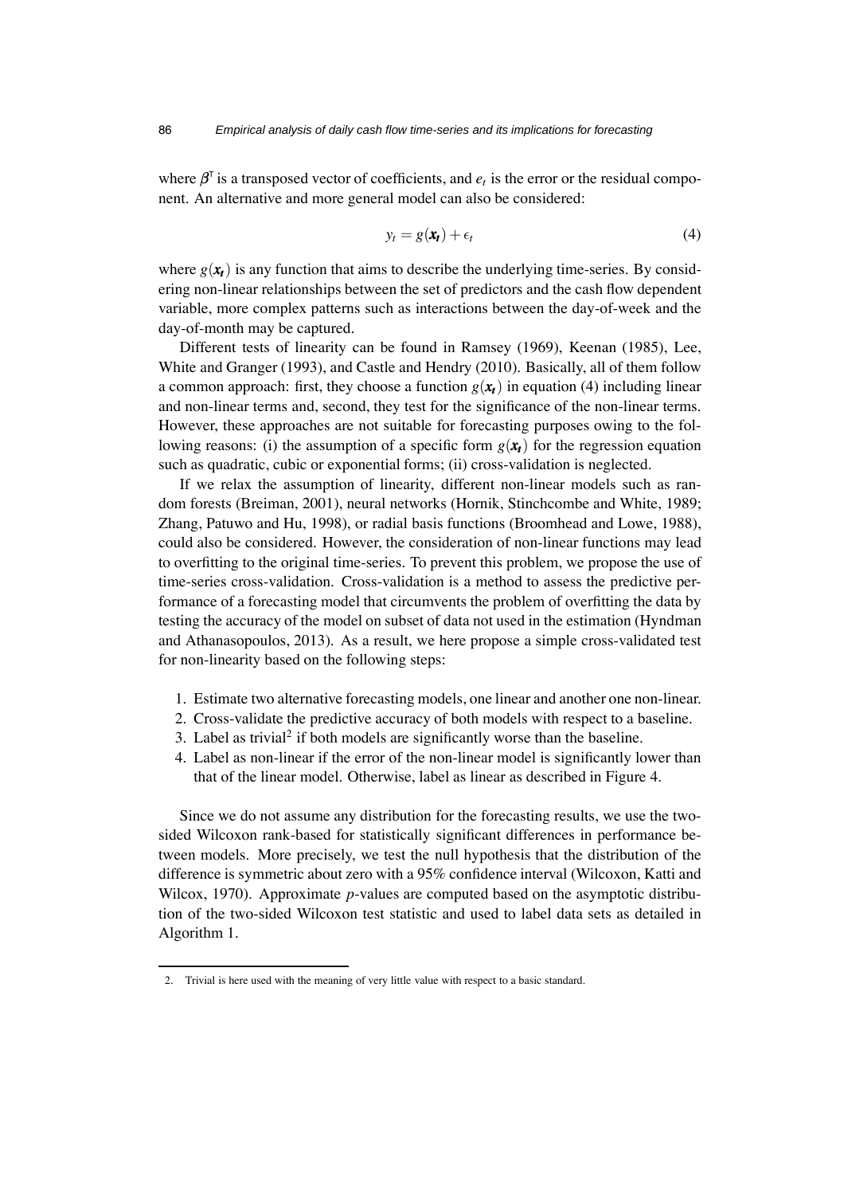where $\beta^{\intercal}$ is a transposed vector of coefficients, and $e_t$ is the error or the residual component. An alternative and more general model can also be considered:

$$y_t = g(\boldsymbol{x_t}) + \epsilon_t \tag{4}$$

where $g(\boldsymbol{x_t})$ is any function that aims to describe the underlying time-series. By considering non-linear relationships between the set of predictors and the cash flow dependent variable, more complex patterns such as interactions between the day-of-week and the day-of-month may be captured.

Different tests of linearity can be found in Ramsey (1969), Keenan (1985), Lee, White and Granger (1993), and Castle and Hendry (2010). Basically, all of them follow a common approach: first, they choose a function $g(\boldsymbol{x_t})$ in equation (4) including linear and non-linear terms and, second, they test for the significance of the non-linear terms. However, these approaches are not suitable for forecasting purposes owing to the following reasons: (i) the assumption of a specific form $g(\boldsymbol{x_t})$ for the regression equation such as quadratic, cubic or exponential forms; (ii) cross-validation is neglected.

If we relax the assumption of linearity, different non-linear models such as random forests (Breiman, 2001), neural networks (Hornik, Stinchcombe and White, 1989; Zhang, Patuwo and Hu, 1998), or radial basis functions (Broomhead and Lowe, 1988), could also be considered. However, the consideration of non-linear functions may lead to overfitting to the original time-series. To prevent this problem, we propose the use of time-series cross-validation. Cross-validation is a method to assess the predictive performance of a forecasting model that circumvents the problem of overfitting the data by testing the accuracy of the model on subset of data not used in the estimation (Hyndman and Athanasopoulos, 2013). As a result, we here propose a simple cross-validated test for non-linearity based on the following steps:

1. Estimate two alternative forecasting models, one linear and another one non-linear.
2. Cross-validate the predictive accuracy of both models with respect to a baseline.
3. Label as trivial[2] if both models are significantly worse than the baseline.
4. Label as non-linear if the error of the non-linear model is significantly lower than that of the linear model. Otherwise, label as linear as described in Figure 4.

Since we do not assume any distribution for the forecasting results, we use the two-sided Wilcoxon rank-based for statistically significant differences in performance between models. More precisely, we test the null hypothesis that the distribution of the difference is symmetric about zero with a 95% confidence interval (Wilcoxon, Katti and Wilcox, 1970). Approximate $p$-values are computed based on the asymptotic distribution of the two-sided Wilcoxon test statistic and used to label data sets as detailed in Algorithm 1.

---

2. Trivial is here used with the meaning of very little value with respect to a basic standard.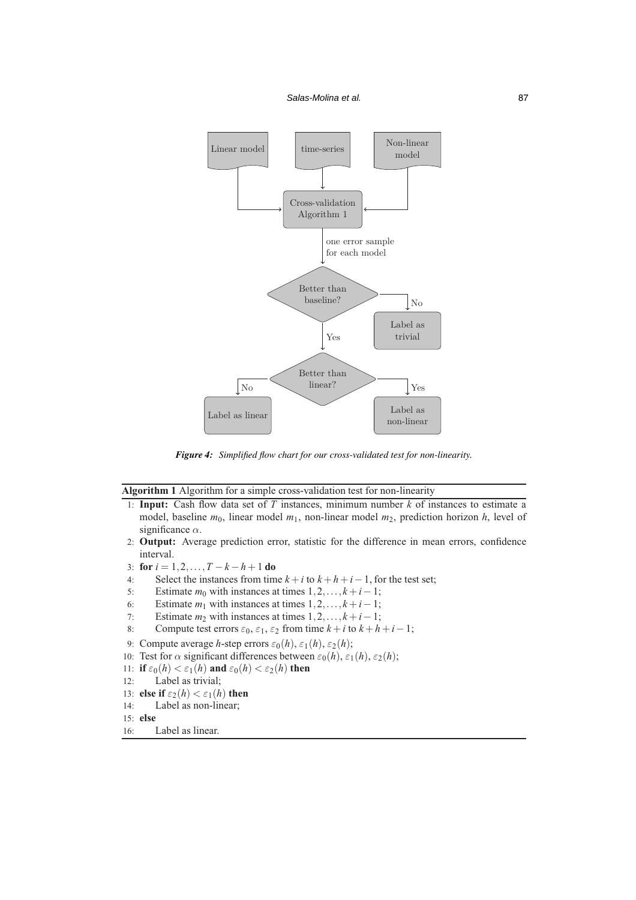Linear model

time-series

Non-linear model

Cross-validation Algorithm 1

one error sample for each model

Better than baseline?

No

Label as trivial

Yes

Better than linear?

No

Yes

Label as linear

Label as non-linear

***Figure 4:** Simplified flow chart for our cross-validated test for non-linearity.*

---

**Algorithm 1** Algorithm for a simple cross-validation test for non-linearity

1: **Input:** Cash flow data set of $T$ instances, minimum number $k$ of instances to estimate a model, baseline $m_0$, linear model $m_1$, non-linear model $m_2$, prediction horizon $h$, level of significance $\alpha$.
2: **Output:** Average prediction error, statistic for the difference in mean errors, confidence interval.
3: **for** $i = 1, 2, \ldots, T - k - h + 1$ **do**
4: Select the instances from time $k + i$ to $k + h + i - 1$, for the test set;
5: Estimate $m_0$ with instances at times $1, 2, \ldots, k + i - 1$;
6: Estimate $m_1$ with instances at times $1, 2, \ldots, k + i - 1$;
7: Estimate $m_2$ with instances at times $1, 2, \ldots, k + i - 1$;
8: Compute test errors $\varepsilon_0$, $\varepsilon_1$, $\varepsilon_2$ from time $k + i$ to $k + h + i - 1$;
9: Compute average $h$-step errors $\varepsilon_0(h)$, $\varepsilon_1(h)$, $\varepsilon_2(h)$;
10: Test for $\alpha$ significant differences between $\varepsilon_0(h)$, $\varepsilon_1(h)$, $\varepsilon_2(h)$;
11: **if** $\varepsilon_0(h) < \varepsilon_1(h)$ **and** $\varepsilon_0(h) < \varepsilon_2(h)$ **then**
12: Label as trivial;
13: **else if** $\varepsilon_2(h) < \varepsilon_1(h)$ **then**
14: Label as non-linear;
15: **else**
16: Label as linear.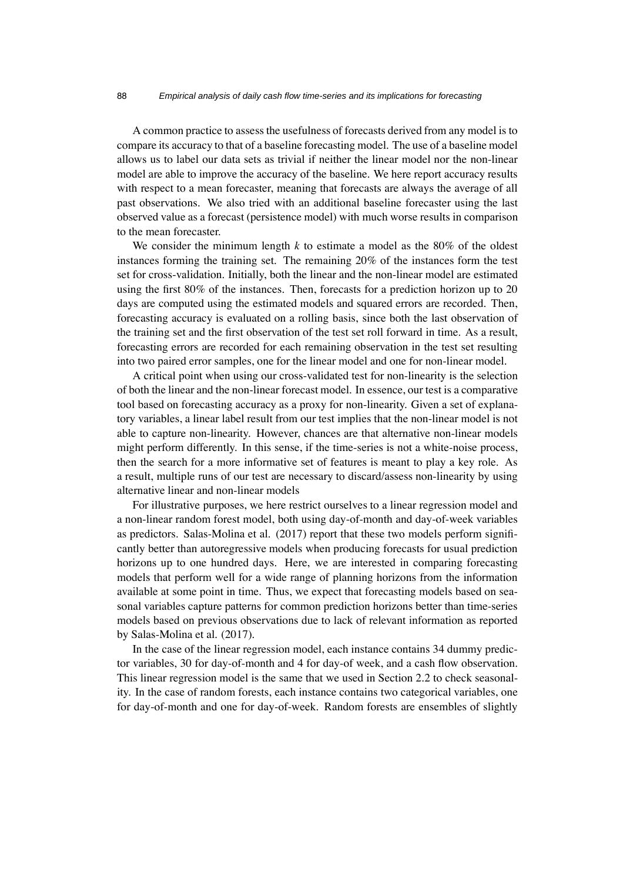A common practice to assess the usefulness of forecasts derived from any model is to compare its accuracy to that of a baseline forecasting model. The use of a baseline model allows us to label our data sets as trivial if neither the linear model nor the non-linear model are able to improve the accuracy of the baseline. We here report accuracy results with respect to a mean forecaster, meaning that forecasts are always the average of all past observations. We also tried with an additional baseline forecaster using the last observed value as a forecast (persistence model) with much worse results in comparison to the mean forecaster.

We consider the minimum length $k$ to estimate a model as the 80% of the oldest instances forming the training set. The remaining 20% of the instances form the test set for cross-validation. Initially, both the linear and the non-linear model are estimated using the first 80% of the instances. Then, forecasts for a prediction horizon up to 20 days are computed using the estimated models and squared errors are recorded. Then, forecasting accuracy is evaluated on a rolling basis, since both the last observation of the training set and the first observation of the test set roll forward in time. As a result, forecasting errors are recorded for each remaining observation in the test set resulting into two paired error samples, one for the linear model and one for non-linear model.

A critical point when using our cross-validated test for non-linearity is the selection of both the linear and the non-linear forecast model. In essence, our test is a comparative tool based on forecasting accuracy as a proxy for non-linearity. Given a set of explanatory variables, a linear label result from our test implies that the non-linear model is not able to capture non-linearity. However, chances are that alternative non-linear models might perform differently. In this sense, if the time-series is not a white-noise process, then the search for a more informative set of features is meant to play a key role. As a result, multiple runs of our test are necessary to discard/assess non-linearity by using alternative linear and non-linear models

For illustrative purposes, we here restrict ourselves to a linear regression model and a non-linear random forest model, both using day-of-month and day-of-week variables as predictors. Salas-Molina et al. (2017) report that these two models perform significantly better than autoregressive models when producing forecasts for usual prediction horizons up to one hundred days. Here, we are interested in comparing forecasting models that perform well for a wide range of planning horizons from the information available at some point in time. Thus, we expect that forecasting models based on seasonal variables capture patterns for common prediction horizons better than time-series models based on previous observations due to lack of relevant information as reported by Salas-Molina et al. (2017).

In the case of the linear regression model, each instance contains 34 dummy predictor variables, 30 for day-of-month and 4 for day-of week, and a cash flow observation. This linear regression model is the same that we used in Section 2.2 to check seasonality. In the case of random forests, each instance contains two categorical variables, one for day-of-month and one for day-of-week. Random forests are ensembles of slightly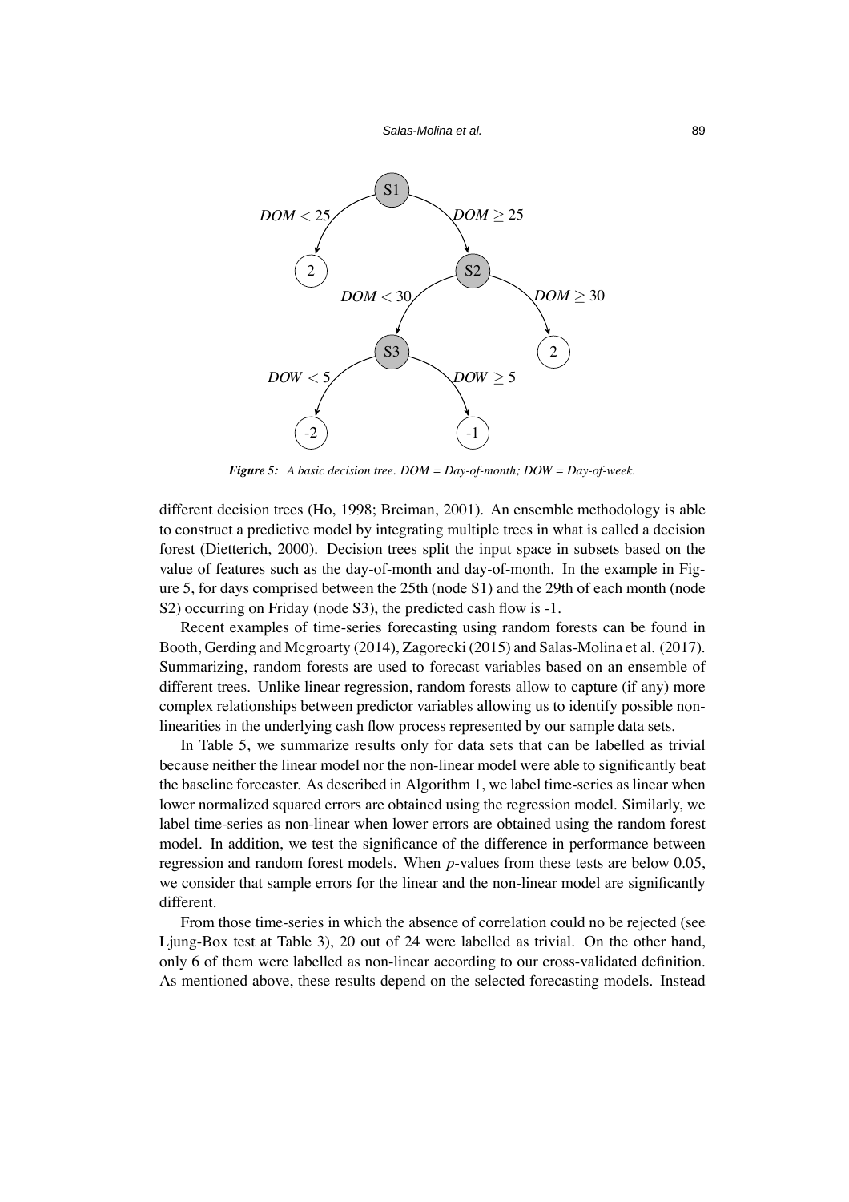*Figure 5: A basic decision tree. DOM = Day-of-month; DOW = Day-of-week.*

different decision trees (Ho, 1998; Breiman, 2001). An ensemble methodology is able to construct a predictive model by integrating multiple trees in what is called a decision forest (Dietterich, 2000). Decision trees split the input space in subsets based on the value of features such as the day-of-month and day-of-month. In the example in Figure 5, for days comprised between the 25th (node S1) and the 29th of each month (node S2) occurring on Friday (node S3), the predicted cash flow is -1.

Recent examples of time-series forecasting using random forests can be found in Booth, Gerding and Mcgroarty (2014), Zagorecki (2015) and Salas-Molina et al. (2017). Summarizing, random forests are used to forecast variables based on an ensemble of different trees. Unlike linear regression, random forests allow to capture (if any) more complex relationships between predictor variables allowing us to identify possible non-linearities in the underlying cash flow process represented by our sample data sets.

In Table 5, we summarize results only for data sets that can be labelled as trivial because neither the linear model nor the non-linear model were able to significantly beat the baseline forecaster. As described in Algorithm 1, we label time-series as linear when lower normalized squared errors are obtained using the regression model. Similarly, we label time-series as non-linear when lower errors are obtained using the random forest model. In addition, we test the significance of the difference in performance between regression and random forest models. When $p$-values from these tests are below 0.05, we consider that sample errors for the linear and the non-linear model are significantly different.

From those time-series in which the absence of correlation could no be rejected (see Ljung-Box test at Table 3), 20 out of 24 were labelled as trivial. On the other hand, only 6 of them were labelled as non-linear according to our cross-validated definition. As mentioned above, these results depend on the selected forecasting models. Instead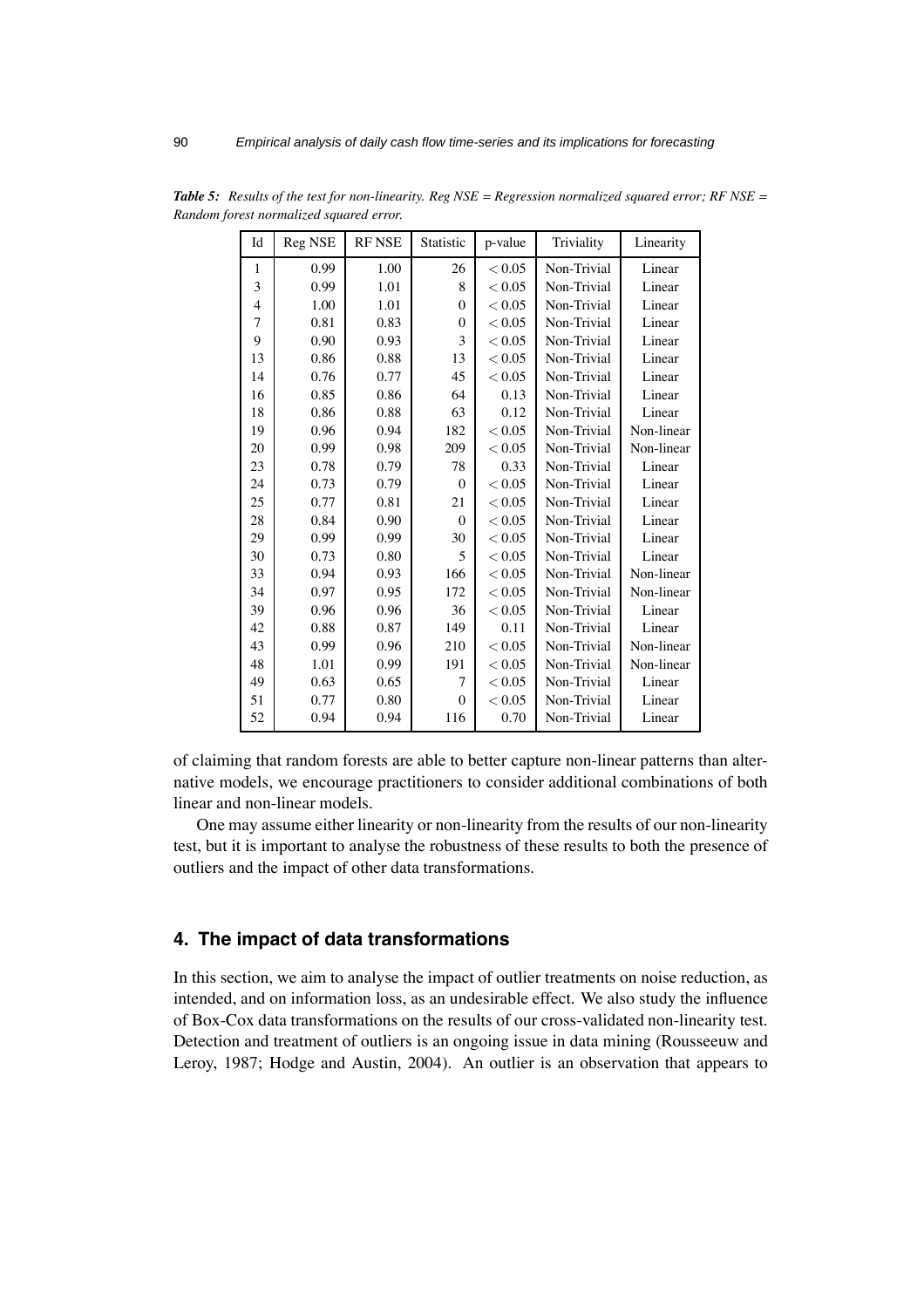***Table 5:*** *Results of the test for non-linearity. Reg NSE = Regression normalized squared error; RF NSE = Random forest normalized squared error.*

| Id | Reg NSE | RF NSE | Statistic | p-value | Triviality | Linearity |
|---|---|---|---|---|---|---|
| 1 | 0.99 | 1.00 | 26 | $< 0.05$ | Non-Trivial | Linear |
| 3 | 0.99 | 1.01 | 8 | $< 0.05$ | Non-Trivial | Linear |
| 4 | 1.00 | 1.01 | 0 | $< 0.05$ | Non-Trivial | Linear |
| 7 | 0.81 | 0.83 | 0 | $< 0.05$ | Non-Trivial | Linear |
| 9 | 0.90 | 0.93 | 3 | $< 0.05$ | Non-Trivial | Linear |
| 13 | 0.86 | 0.88 | 13 | $< 0.05$ | Non-Trivial | Linear |
| 14 | 0.76 | 0.77 | 45 | $< 0.05$ | Non-Trivial | Linear |
| 16 | 0.85 | 0.86 | 64 | 0.13 | Non-Trivial | Linear |
| 18 | 0.86 | 0.88 | 63 | 0.12 | Non-Trivial | Linear |
| 19 | 0.96 | 0.94 | 182 | $< 0.05$ | Non-Trivial | Non-linear |
| 20 | 0.99 | 0.98 | 209 | $< 0.05$ | Non-Trivial | Non-linear |
| 23 | 0.78 | 0.79 | 78 | 0.33 | Non-Trivial | Linear |
| 24 | 0.73 | 0.79 | 0 | $< 0.05$ | Non-Trivial | Linear |
| 25 | 0.77 | 0.81 | 21 | $< 0.05$ | Non-Trivial | Linear |
| 28 | 0.84 | 0.90 | 0 | $< 0.05$ | Non-Trivial | Linear |
| 29 | 0.99 | 0.99 | 30 | $< 0.05$ | Non-Trivial | Linear |
| 30 | 0.73 | 0.80 | 5 | $< 0.05$ | Non-Trivial | Linear |
| 33 | 0.94 | 0.93 | 166 | $< 0.05$ | Non-Trivial | Non-linear |
| 34 | 0.97 | 0.95 | 172 | $< 0.05$ | Non-Trivial | Non-linear |
| 39 | 0.96 | 0.96 | 36 | $< 0.05$ | Non-Trivial | Linear |
| 42 | 0.88 | 0.87 | 149 | 0.11 | Non-Trivial | Linear |
| 43 | 0.99 | 0.96 | 210 | $< 0.05$ | Non-Trivial | Non-linear |
| 48 | 1.01 | 0.99 | 191 | $< 0.05$ | Non-Trivial | Non-linear |
| 49 | 0.63 | 0.65 | 7 | $< 0.05$ | Non-Trivial | Linear |
| 51 | 0.77 | 0.80 | 0 | $< 0.05$ | Non-Trivial | Linear |
| 52 | 0.94 | 0.94 | 116 | 0.70 | Non-Trivial | Linear |

of claiming that random forests are able to better capture non-linear patterns than alternative models, we encourage practitioners to consider additional combinations of both linear and non-linear models.

One may assume either linearity or non-linearity from the results of our non-linearity test, but it is important to analyse the robustness of these results to both the presence of outliers and the impact of other data transformations.

## 4. The impact of data transformations

In this section, we aim to analyse the impact of outlier treatments on noise reduction, as intended, and on information loss, as an undesirable effect. We also study the influence of Box-Cox data transformations on the results of our cross-validated non-linearity test. Detection and treatment of outliers is an ongoing issue in data mining (Rousseeuw and Leroy, 1987; Hodge and Austin, 2004). An outlier is an observation that appears to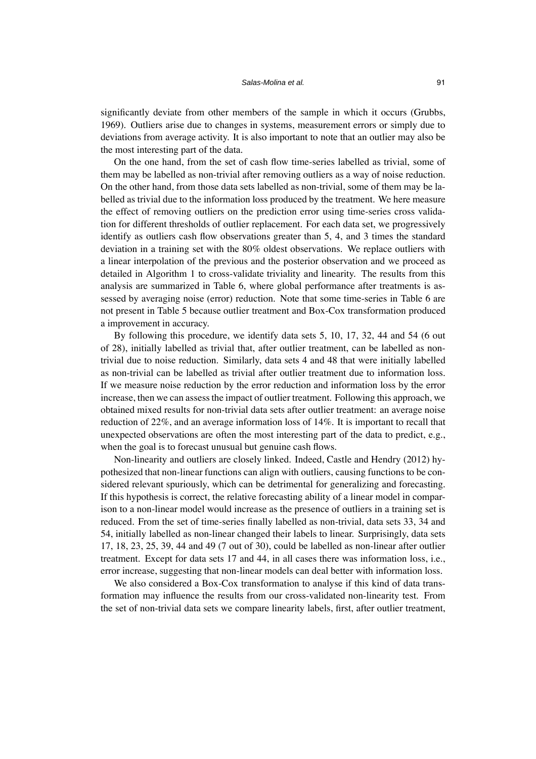significantly deviate from other members of the sample in which it occurs (Grubbs, 1969). Outliers arise due to changes in systems, measurement errors or simply due to deviations from average activity. It is also important to note that an outlier may also be the most interesting part of the data.

On the one hand, from the set of cash flow time-series labelled as trivial, some of them may be labelled as non-trivial after removing outliers as a way of noise reduction. On the other hand, from those data sets labelled as non-trivial, some of them may be labelled as trivial due to the information loss produced by the treatment. We here measure the effect of removing outliers on the prediction error using time-series cross validation for different thresholds of outlier replacement. For each data set, we progressively identify as outliers cash flow observations greater than 5, 4, and 3 times the standard deviation in a training set with the 80% oldest observations. We replace outliers with a linear interpolation of the previous and the posterior observation and we proceed as detailed in Algorithm 1 to cross-validate triviality and linearity. The results from this analysis are summarized in Table 6, where global performance after treatments is assessed by averaging noise (error) reduction. Note that some time-series in Table 6 are not present in Table 5 because outlier treatment and Box-Cox transformation produced a improvement in accuracy.

By following this procedure, we identify data sets 5, 10, 17, 32, 44 and 54 (6 out of 28), initially labelled as trivial that, after outlier treatment, can be labelled as non-trivial due to noise reduction. Similarly, data sets 4 and 48 that were initially labelled as non-trivial can be labelled as trivial after outlier treatment due to information loss. If we measure noise reduction by the error reduction and information loss by the error increase, then we can assess the impact of outlier treatment. Following this approach, we obtained mixed results for non-trivial data sets after outlier treatment: an average noise reduction of 22%, and an average information loss of 14%. It is important to recall that unexpected observations are often the most interesting part of the data to predict, e.g., when the goal is to forecast unusual but genuine cash flows.

Non-linearity and outliers are closely linked. Indeed, Castle and Hendry (2012) hypothesized that non-linear functions can align with outliers, causing functions to be considered relevant spuriously, which can be detrimental for generalizing and forecasting. If this hypothesis is correct, the relative forecasting ability of a linear model in comparison to a non-linear model would increase as the presence of outliers in a training set is reduced. From the set of time-series finally labelled as non-trivial, data sets 33, 34 and 54, initially labelled as non-linear changed their labels to linear. Surprisingly, data sets 17, 18, 23, 25, 39, 44 and 49 (7 out of 30), could be labelled as non-linear after outlier treatment. Except for data sets 17 and 44, in all cases there was information loss, i.e., error increase, suggesting that non-linear models can deal better with information loss.

We also considered a Box-Cox transformation to analyse if this kind of data transformation may influence the results from our cross-validated non-linearity test. From the set of non-trivial data sets we compare linearity labels, first, after outlier treatment,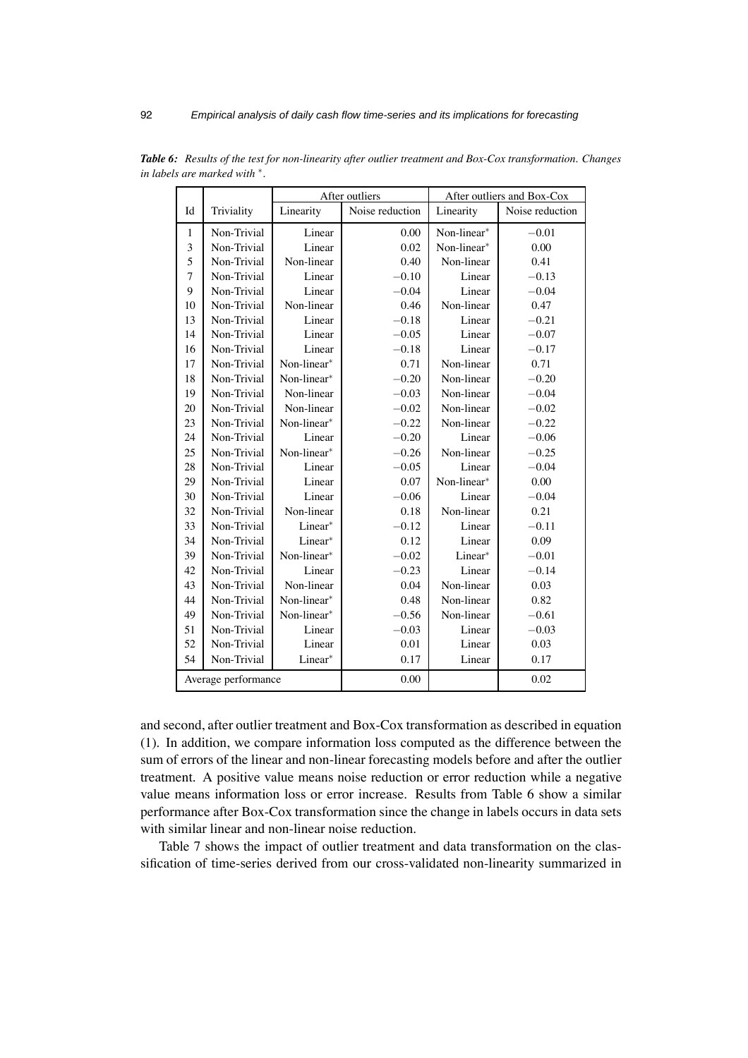***Table 6:*** *Results of the test for non-linearity after outlier treatment and Box-Cox transformation. Changes in labels are marked with* $^*$.

| | | After outliers | | After outliers and Box-Cox | |
|---|---|---|---|---|---|
| Id | Triviality | Linearity | Noise reduction | Linearity | Noise reduction |
| 1 | Non-Trivial | Linear | 0.00 | Non-linear* | −0.01 |
| 3 | Non-Trivial | Linear | 0.02 | Non-linear* | 0.00 |
| 5 | Non-Trivial | Non-linear | 0.40 | Non-linear | 0.41 |
| 7 | Non-Trivial | Linear | −0.10 | Linear | −0.13 |
| 9 | Non-Trivial | Linear | −0.04 | Linear | −0.04 |
| 10 | Non-Trivial | Non-linear | 0.46 | Non-linear | 0.47 |
| 13 | Non-Trivial | Linear | −0.18 | Linear | −0.21 |
| 14 | Non-Trivial | Linear | −0.05 | Linear | −0.07 |
| 16 | Non-Trivial | Linear | −0.18 | Linear | −0.17 |
| 17 | Non-Trivial | Non-linear* | 0.71 | Non-linear | 0.71 |
| 18 | Non-Trivial | Non-linear* | −0.20 | Non-linear | −0.20 |
| 19 | Non-Trivial | Non-linear | −0.03 | Non-linear | −0.04 |
| 20 | Non-Trivial | Non-linear | −0.02 | Non-linear | −0.02 |
| 23 | Non-Trivial | Non-linear* | −0.22 | Non-linear | −0.22 |
| 24 | Non-Trivial | Linear | −0.20 | Linear | −0.06 |
| 25 | Non-Trivial | Non-linear* | −0.26 | Non-linear | −0.25 |
| 28 | Non-Trivial | Linear | −0.05 | Linear | −0.04 |
| 29 | Non-Trivial | Linear | 0.07 | Non-linear* | 0.00 |
| 30 | Non-Trivial | Linear | −0.06 | Linear | −0.04 |
| 32 | Non-Trivial | Non-linear | 0.18 | Non-linear | 0.21 |
| 33 | Non-Trivial | Linear* | −0.12 | Linear | −0.11 |
| 34 | Non-Trivial | Linear* | 0.12 | Linear | 0.09 |
| 39 | Non-Trivial | Non-linear* | −0.02 | Linear* | −0.01 |
| 42 | Non-Trivial | Linear | −0.23 | Linear | −0.14 |
| 43 | Non-Trivial | Non-linear | 0.04 | Non-linear | 0.03 |
| 44 | Non-Trivial | Non-linear* | 0.48 | Non-linear | 0.82 |
| 49 | Non-Trivial | Non-linear* | −0.56 | Non-linear | −0.61 |
| 51 | Non-Trivial | Linear | −0.03 | Linear | −0.03 |
| 52 | Non-Trivial | Linear | 0.01 | Linear | 0.03 |
| 54 | Non-Trivial | Linear* | 0.17 | Linear | 0.17 |
| Average performance | | | 0.00 | | 0.02 |

and second, after outlier treatment and Box-Cox transformation as described in equation (1). In addition, we compare information loss computed as the difference between the sum of errors of the linear and non-linear forecasting models before and after the outlier treatment. A positive value means noise reduction or error reduction while a negative value means information loss or error increase. Results from Table 6 show a similar performance after Box-Cox transformation since the change in labels occurs in data sets with similar linear and non-linear noise reduction.

Table 7 shows the impact of outlier treatment and data transformation on the classification of time-series derived from our cross-validated non-linearity summarized in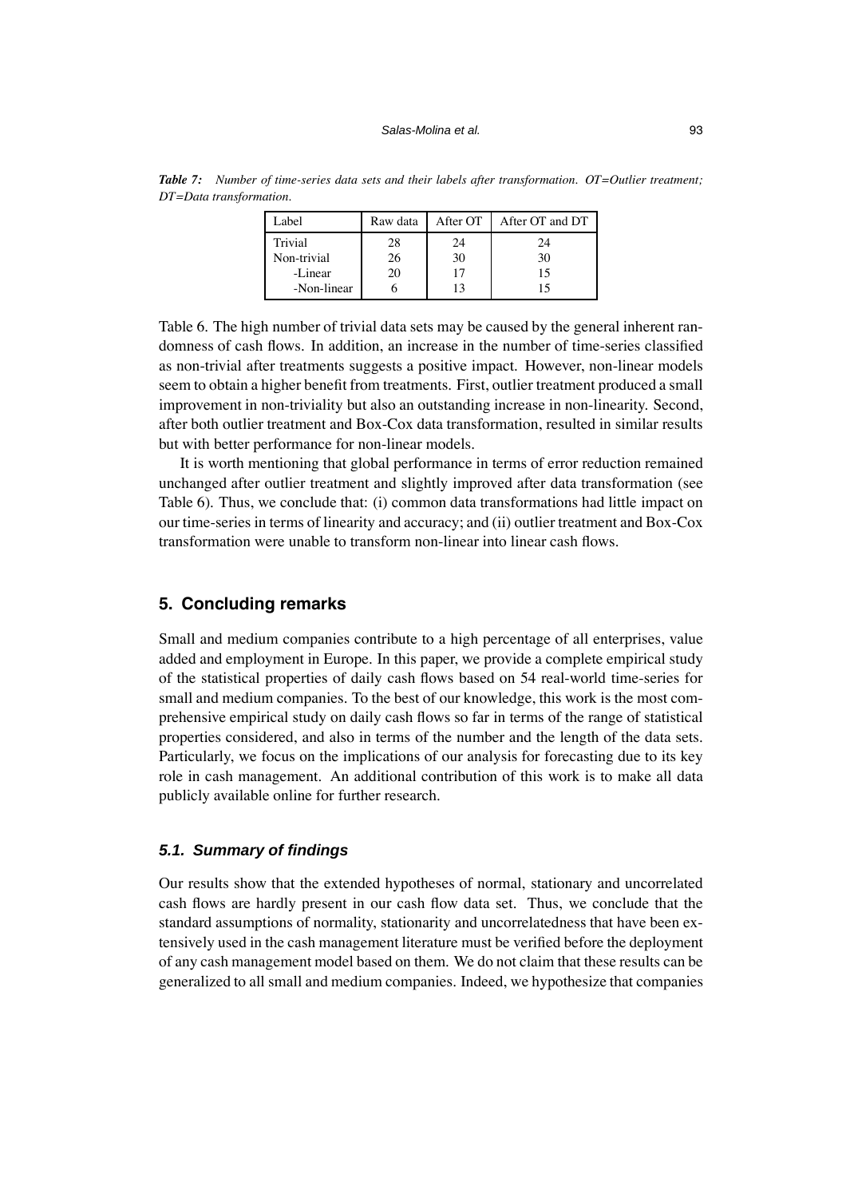*Table 7: Number of time-series data sets and their labels after transformation. OT=Outlier treatment; DT=Data transformation.*

| Label | Raw data | After OT | After OT and DT |
|---|---|---|---|
| Trivial | 28 | 24 | 24 |
| Non-trivial | 26 | 30 | 30 |
| -Linear | 20 | 17 | 15 |
| -Non-linear | 6 | 13 | 15 |

Table 6. The high number of trivial data sets may be caused by the general inherent randomness of cash flows. In addition, an increase in the number of time-series classified as non-trivial after treatments suggests a positive impact. However, non-linear models seem to obtain a higher benefit from treatments. First, outlier treatment produced a small improvement in non-triviality but also an outstanding increase in non-linearity. Second, after both outlier treatment and Box-Cox data transformation, resulted in similar results but with better performance for non-linear models.

It is worth mentioning that global performance in terms of error reduction remained unchanged after outlier treatment and slightly improved after data transformation (see Table 6). Thus, we conclude that: (i) common data transformations had little impact on our time-series in terms of linearity and accuracy; and (ii) outlier treatment and Box-Cox transformation were unable to transform non-linear into linear cash flows.

## 5. Concluding remarks

Small and medium companies contribute to a high percentage of all enterprises, value added and employment in Europe. In this paper, we provide a complete empirical study of the statistical properties of daily cash flows based on 54 real-world time-series for small and medium companies. To the best of our knowledge, this work is the most comprehensive empirical study on daily cash flows so far in terms of the range of statistical properties considered, and also in terms of the number and the length of the data sets. Particularly, we focus on the implications of our analysis for forecasting due to its key role in cash management. An additional contribution of this work is to make all data publicly available online for further research.

### 5.1. Summary of findings

Our results show that the extended hypotheses of normal, stationary and uncorrelated cash flows are hardly present in our cash flow data set. Thus, we conclude that the standard assumptions of normality, stationarity and uncorrelatedness that have been extensively used in the cash management literature must be verified before the deployment of any cash management model based on them. We do not claim that these results can be generalized to all small and medium companies. Indeed, we hypothesize that companies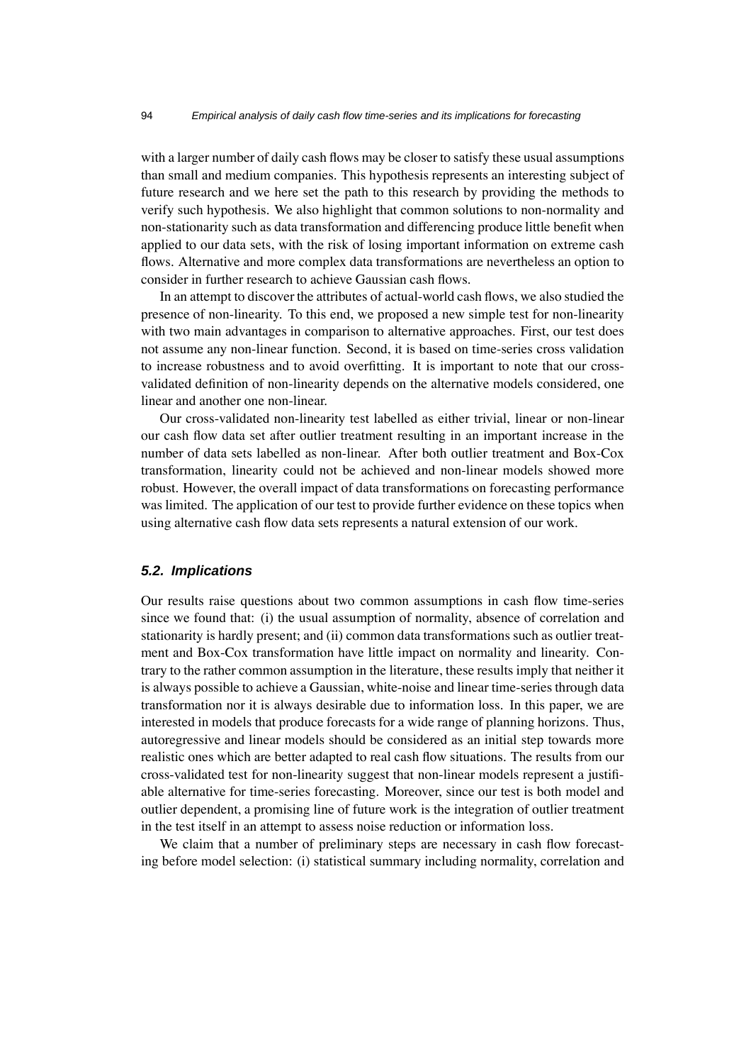with a larger number of daily cash flows may be closer to satisfy these usual assumptions than small and medium companies. This hypothesis represents an interesting subject of future research and we here set the path to this research by providing the methods to verify such hypothesis. We also highlight that common solutions to non-normality and non-stationarity such as data transformation and differencing produce little benefit when applied to our data sets, with the risk of losing important information on extreme cash flows. Alternative and more complex data transformations are nevertheless an option to consider in further research to achieve Gaussian cash flows.

In an attempt to discover the attributes of actual-world cash flows, we also studied the presence of non-linearity. To this end, we proposed a new simple test for non-linearity with two main advantages in comparison to alternative approaches. First, our test does not assume any non-linear function. Second, it is based on time-series cross validation to increase robustness and to avoid overfitting. It is important to note that our cross-validated definition of non-linearity depends on the alternative models considered, one linear and another one non-linear.

Our cross-validated non-linearity test labelled as either trivial, linear or non-linear our cash flow data set after outlier treatment resulting in an important increase in the number of data sets labelled as non-linear. After both outlier treatment and Box-Cox transformation, linearity could not be achieved and non-linear models showed more robust. However, the overall impact of data transformations on forecasting performance was limited. The application of our test to provide further evidence on these topics when using alternative cash flow data sets represents a natural extension of our work.

### 5.2. Implications

Our results raise questions about two common assumptions in cash flow time-series since we found that: (i) the usual assumption of normality, absence of correlation and stationarity is hardly present; and (ii) common data transformations such as outlier treatment and Box-Cox transformation have little impact on normality and linearity. Contrary to the rather common assumption in the literature, these results imply that neither it is always possible to achieve a Gaussian, white-noise and linear time-series through data transformation nor it is always desirable due to information loss. In this paper, we are interested in models that produce forecasts for a wide range of planning horizons. Thus, autoregressive and linear models should be considered as an initial step towards more realistic ones which are better adapted to real cash flow situations. The results from our cross-validated test for non-linearity suggest that non-linear models represent a justifiable alternative for time-series forecasting. Moreover, since our test is both model and outlier dependent, a promising line of future work is the integration of outlier treatment in the test itself in an attempt to assess noise reduction or information loss.

We claim that a number of preliminary steps are necessary in cash flow forecasting before model selection: (i) statistical summary including normality, correlation and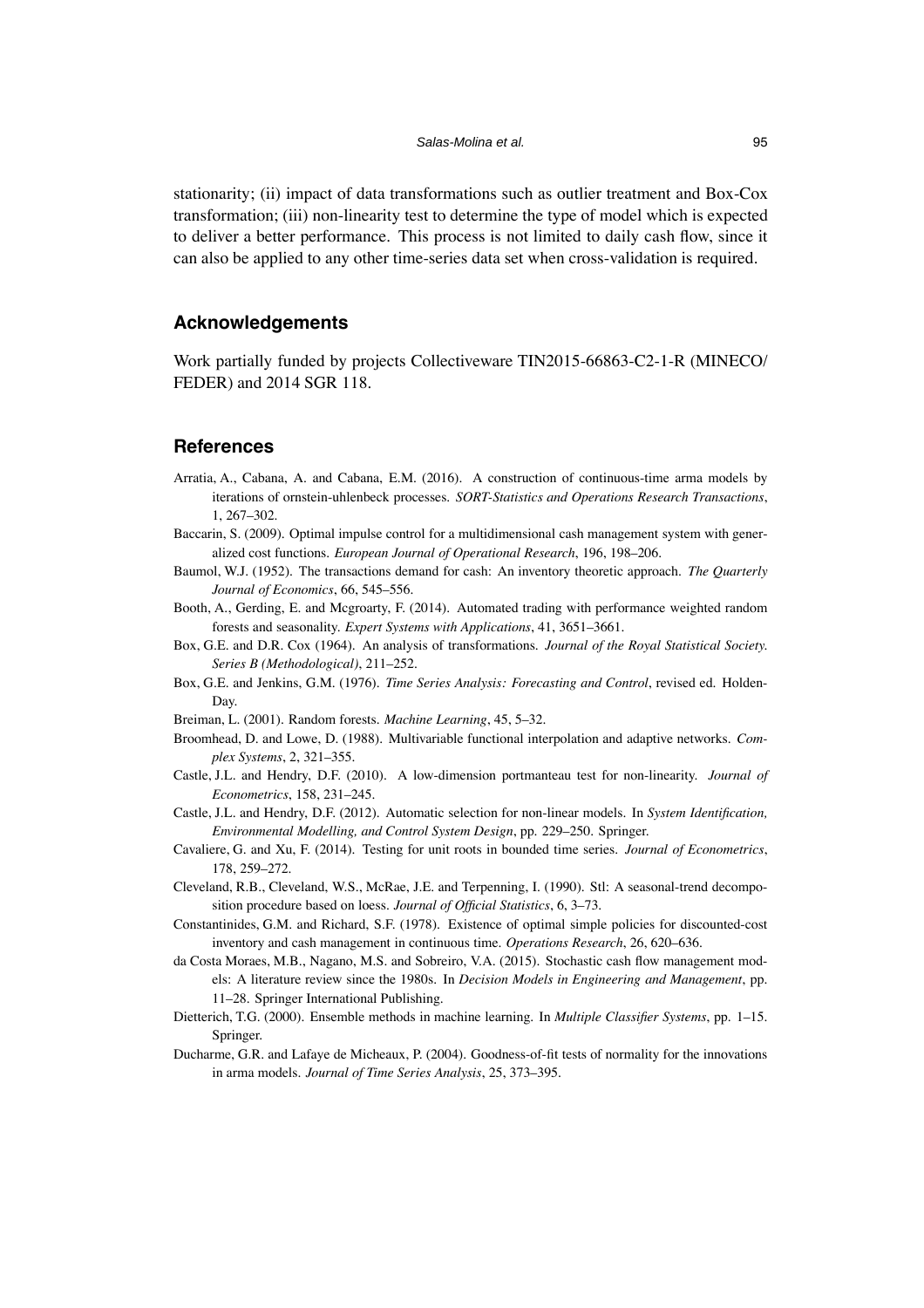stationarity; (ii) impact of data transformations such as outlier treatment and Box-Cox transformation; (iii) non-linearity test to determine the type of model which is expected to deliver a better performance. This process is not limited to daily cash flow, since it can also be applied to any other time-series data set when cross-validation is required.

## Acknowledgements

Work partially funded by projects Collectiveware TIN2015-66863-C2-1-R (MINECO/FEDER) and 2014 SGR 118.

## References

Arratia, A., Cabana, A. and Cabana, E.M. (2016). A construction of continuous-time arma models by iterations of ornstein-uhlenbeck processes. *SORT-Statistics and Operations Research Transactions*, 1, 267–302.

Baccarin, S. (2009). Optimal impulse control for a multidimensional cash management system with generalized cost functions. *European Journal of Operational Research*, 196, 198–206.

Baumol, W.J. (1952). The transactions demand for cash: An inventory theoretic approach. *The Quarterly Journal of Economics*, 66, 545–556.

Booth, A., Gerding, E. and Mcgroarty, F. (2014). Automated trading with performance weighted random forests and seasonality. *Expert Systems with Applications*, 41, 3651–3661.

Box, G.E. and D.R. Cox (1964). An analysis of transformations. *Journal of the Royal Statistical Society. Series B (Methodological)*, 211–252.

Box, G.E. and Jenkins, G.M. (1976). *Time Series Analysis: Forecasting and Control*, revised ed. Holden-Day.

Breiman, L. (2001). Random forests. *Machine Learning*, 45, 5–32.

Broomhead, D. and Lowe, D. (1988). Multivariable functional interpolation and adaptive networks. *Complex Systems*, 2, 321–355.

Castle, J.L. and Hendry, D.F. (2010). A low-dimension portmanteau test for non-linearity. *Journal of Econometrics*, 158, 231–245.

Castle, J.L. and Hendry, D.F. (2012). Automatic selection for non-linear models. In *System Identification, Environmental Modelling, and Control System Design*, pp. 229–250. Springer.

Cavaliere, G. and Xu, F. (2014). Testing for unit roots in bounded time series. *Journal of Econometrics*, 178, 259–272.

Cleveland, R.B., Cleveland, W.S., McRae, J.E. and Terpenning, I. (1990). Stl: A seasonal-trend decomposition procedure based on loess. *Journal of Official Statistics*, 6, 3–73.

Constantinides, G.M. and Richard, S.F. (1978). Existence of optimal simple policies for discounted-cost inventory and cash management in continuous time. *Operations Research*, 26, 620–636.

da Costa Moraes, M.B., Nagano, M.S. and Sobreiro, V.A. (2015). Stochastic cash flow management models: A literature review since the 1980s. In *Decision Models in Engineering and Management*, pp. 11–28. Springer International Publishing.

Dietterich, T.G. (2000). Ensemble methods in machine learning. In *Multiple Classifier Systems*, pp. 1–15. Springer.

Ducharme, G.R. and Lafaye de Micheaux, P. (2004). Goodness-of-fit tests of normality for the innovations in arma models. *Journal of Time Series Analysis*, 25, 373–395.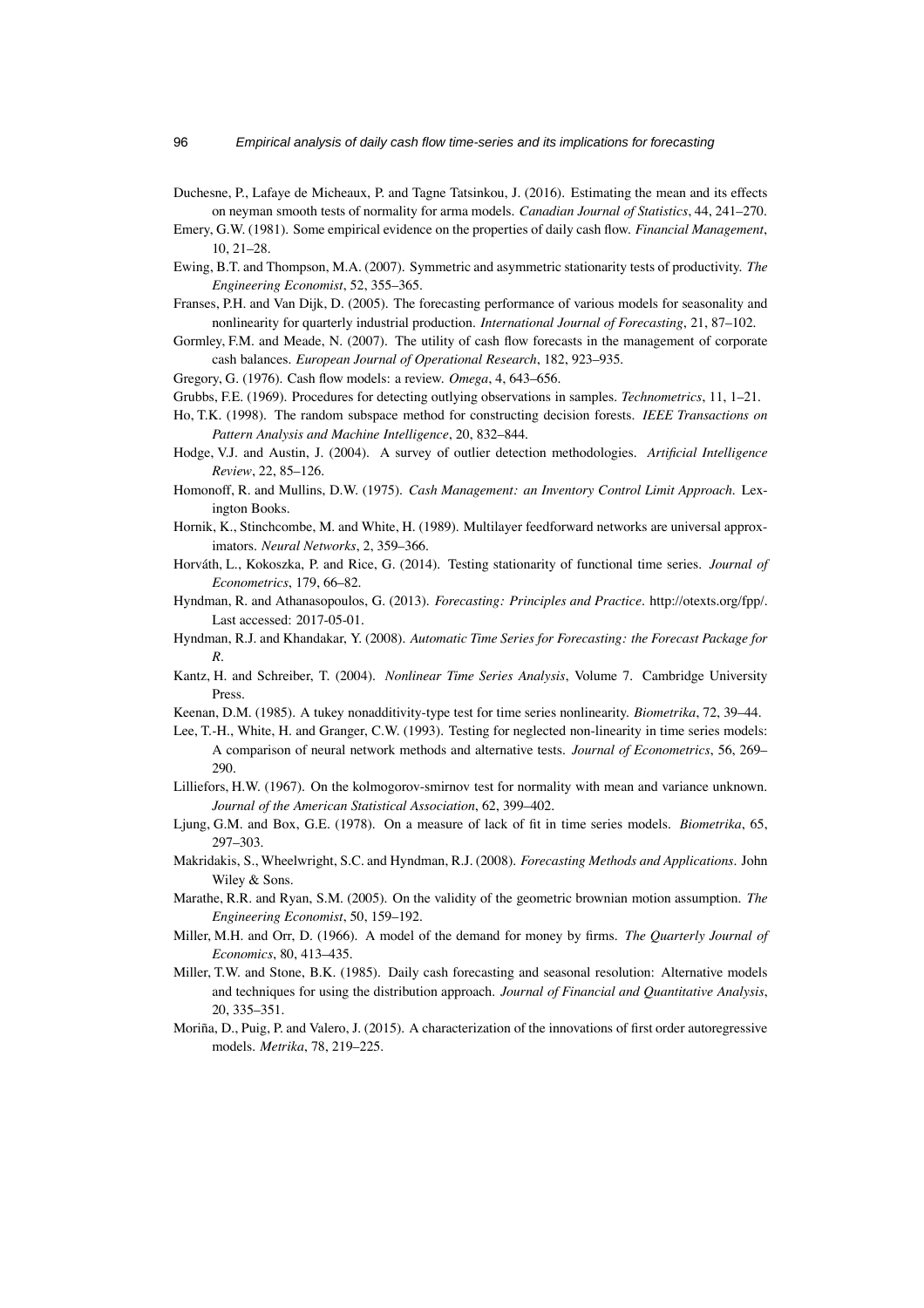Duchesne, P., Lafaye de Micheaux, P. and Tagne Tatsinkou, J. (2016). Estimating the mean and its effects on neyman smooth tests of normality for arma models. *Canadian Journal of Statistics*, 44, 241–270.

Emery, G.W. (1981). Some empirical evidence on the properties of daily cash flow. *Financial Management*, 10, 21–28.

Ewing, B.T. and Thompson, M.A. (2007). Symmetric and asymmetric stationarity tests of productivity. *The Engineering Economist*, 52, 355–365.

Franses, P.H. and Van Dijk, D. (2005). The forecasting performance of various models for seasonality and nonlinearity for quarterly industrial production. *International Journal of Forecasting*, 21, 87–102.

Gormley, F.M. and Meade, N. (2007). The utility of cash flow forecasts in the management of corporate cash balances. *European Journal of Operational Research*, 182, 923–935.

Gregory, G. (1976). Cash flow models: a review. *Omega*, 4, 643–656.

Grubbs, F.E. (1969). Procedures for detecting outlying observations in samples. *Technometrics*, 11, 1–21.

Ho, T.K. (1998). The random subspace method for constructing decision forests. *IEEE Transactions on Pattern Analysis and Machine Intelligence*, 20, 832–844.

Hodge, V.J. and Austin, J. (2004). A survey of outlier detection methodologies. *Artificial Intelligence Review*, 22, 85–126.

Homonoff, R. and Mullins, D.W. (1975). *Cash Management: an Inventory Control Limit Approach*. Lexington Books.

Hornik, K., Stinchcombe, M. and White, H. (1989). Multilayer feedforward networks are universal approximators. *Neural Networks*, 2, 359–366.

Horváth, L., Kokoszka, P. and Rice, G. (2014). Testing stationarity of functional time series. *Journal of Econometrics*, 179, 66–82.

Hyndman, R. and Athanasopoulos, G. (2013). *Forecasting: Principles and Practice*. http://otexts.org/fpp/. Last accessed: 2017-05-01.

Hyndman, R.J. and Khandakar, Y. (2008). *Automatic Time Series for Forecasting: the Forecast Package for R*.

Kantz, H. and Schreiber, T. (2004). *Nonlinear Time Series Analysis*, Volume 7. Cambridge University Press.

Keenan, D.M. (1985). A tukey nonadditivity-type test for time series nonlinearity. *Biometrika*, 72, 39–44.

Lee, T.-H., White, H. and Granger, C.W. (1993). Testing for neglected non-linearity in time series models: A comparison of neural network methods and alternative tests. *Journal of Econometrics*, 56, 269–290.

Lilliefors, H.W. (1967). On the kolmogorov-smirnov test for normality with mean and variance unknown. *Journal of the American Statistical Association*, 62, 399–402.

Ljung, G.M. and Box, G.E. (1978). On a measure of lack of fit in time series models. *Biometrika*, 65, 297–303.

Makridakis, S., Wheelwright, S.C. and Hyndman, R.J. (2008). *Forecasting Methods and Applications*. John Wiley & Sons.

Marathe, R.R. and Ryan, S.M. (2005). On the validity of the geometric brownian motion assumption. *The Engineering Economist*, 50, 159–192.

Miller, M.H. and Orr, D. (1966). A model of the demand for money by firms. *The Quarterly Journal of Economics*, 80, 413–435.

Miller, T.W. and Stone, B.K. (1985). Daily cash forecasting and seasonal resolution: Alternative models and techniques for using the distribution approach. *Journal of Financial and Quantitative Analysis*, 20, 335–351.

Moriña, D., Puig, P. and Valero, J. (2015). A characterization of the innovations of first order autoregressive models. *Metrika*, 78, 219–225.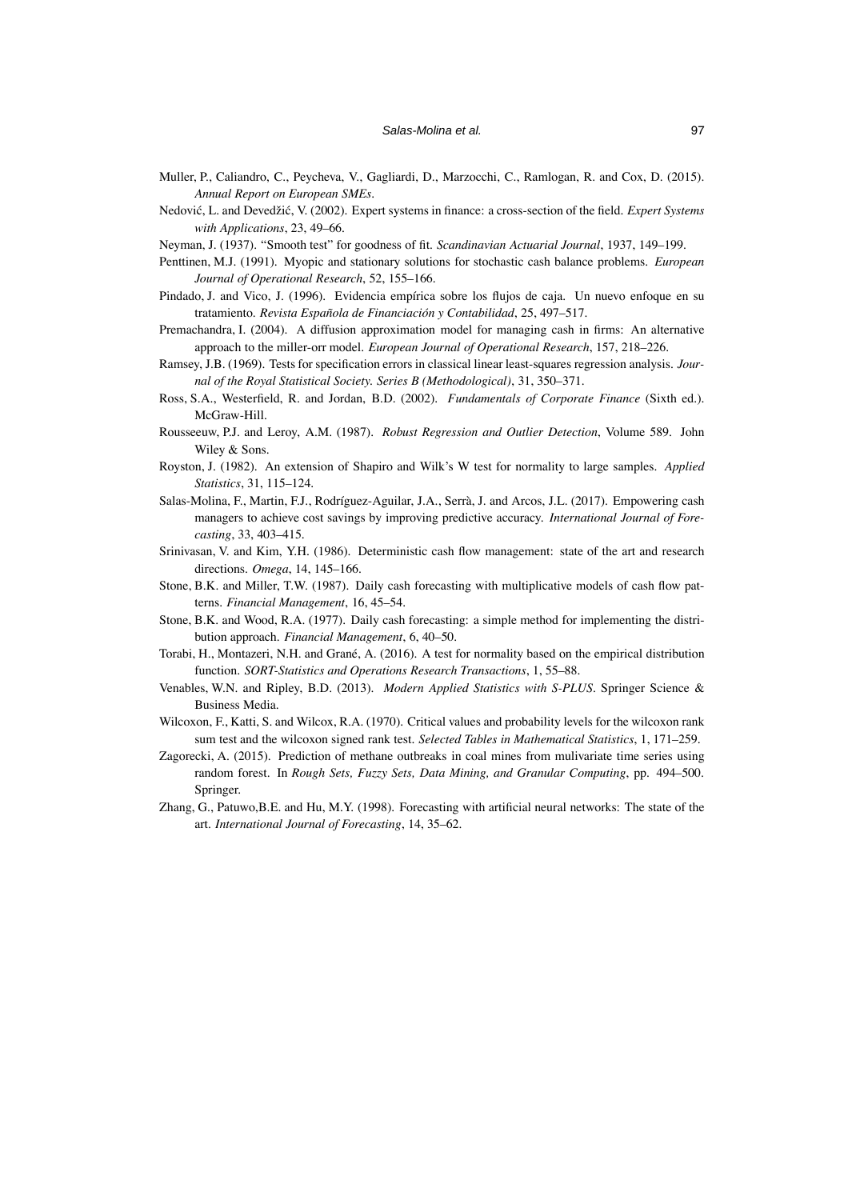Muller, P., Caliandro, C., Peycheva, V., Gagliardi, D., Marzocchi, C., Ramlogan, R. and Cox, D. (2015). *Annual Report on European SMEs*.

Nedović, L. and Devedžić, V. (2002). Expert systems in finance: a cross-section of the field. *Expert Systems with Applications*, 23, 49–66.

Neyman, J. (1937). "Smooth test" for goodness of fit. *Scandinavian Actuarial Journal*, 1937, 149–199.

Penttinen, M.J. (1991). Myopic and stationary solutions for stochastic cash balance problems. *European Journal of Operational Research*, 52, 155–166.

Pindado, J. and Vico, J. (1996). Evidencia empírica sobre los flujos de caja. Un nuevo enfoque en su tratamiento. *Revista Española de Financiación y Contabilidad*, 25, 497–517.

Premachandra, I. (2004). A diffusion approximation model for managing cash in firms: An alternative approach to the miller-orr model. *European Journal of Operational Research*, 157, 218–226.

Ramsey, J.B. (1969). Tests for specification errors in classical linear least-squares regression analysis. *Journal of the Royal Statistical Society. Series B (Methodological)*, 31, 350–371.

Ross, S.A., Westerfield, R. and Jordan, B.D. (2002). *Fundamentals of Corporate Finance* (Sixth ed.). McGraw-Hill.

Rousseeuw, P.J. and Leroy, A.M. (1987). *Robust Regression and Outlier Detection*, Volume 589. John Wiley & Sons.

Royston, J. (1982). An extension of Shapiro and Wilk's W test for normality to large samples. *Applied Statistics*, 31, 115–124.

Salas-Molina, F., Martin, F.J., Rodríguez-Aguilar, J.A., Serrà, J. and Arcos, J.L. (2017). Empowering cash managers to achieve cost savings by improving predictive accuracy. *International Journal of Forecasting*, 33, 403–415.

Srinivasan, V. and Kim, Y.H. (1986). Deterministic cash flow management: state of the art and research directions. *Omega*, 14, 145–166.

Stone, B.K. and Miller, T.W. (1987). Daily cash forecasting with multiplicative models of cash flow patterns. *Financial Management*, 16, 45–54.

Stone, B.K. and Wood, R.A. (1977). Daily cash forecasting: a simple method for implementing the distribution approach. *Financial Management*, 6, 40–50.

Torabi, H., Montazeri, N.H. and Grané, A. (2016). A test for normality based on the empirical distribution function. *SORT-Statistics and Operations Research Transactions*, 1, 55–88.

Venables, W.N. and Ripley, B.D. (2013). *Modern Applied Statistics with S-PLUS*. Springer Science & Business Media.

Wilcoxon, F., Katti, S. and Wilcox, R.A. (1970). Critical values and probability levels for the wilcoxon rank sum test and the wilcoxon signed rank test. *Selected Tables in Mathematical Statistics*, 1, 171–259.

Zagorecki, A. (2015). Prediction of methane outbreaks in coal mines from mulivariate time series using random forest. In *Rough Sets, Fuzzy Sets, Data Mining, and Granular Computing*, pp. 494–500. Springer.

Zhang, G., Patuwo,B.E. and Hu, M.Y. (1998). Forecasting with artificial neural networks: The state of the art. *International Journal of Forecasting*, 14, 35–62.